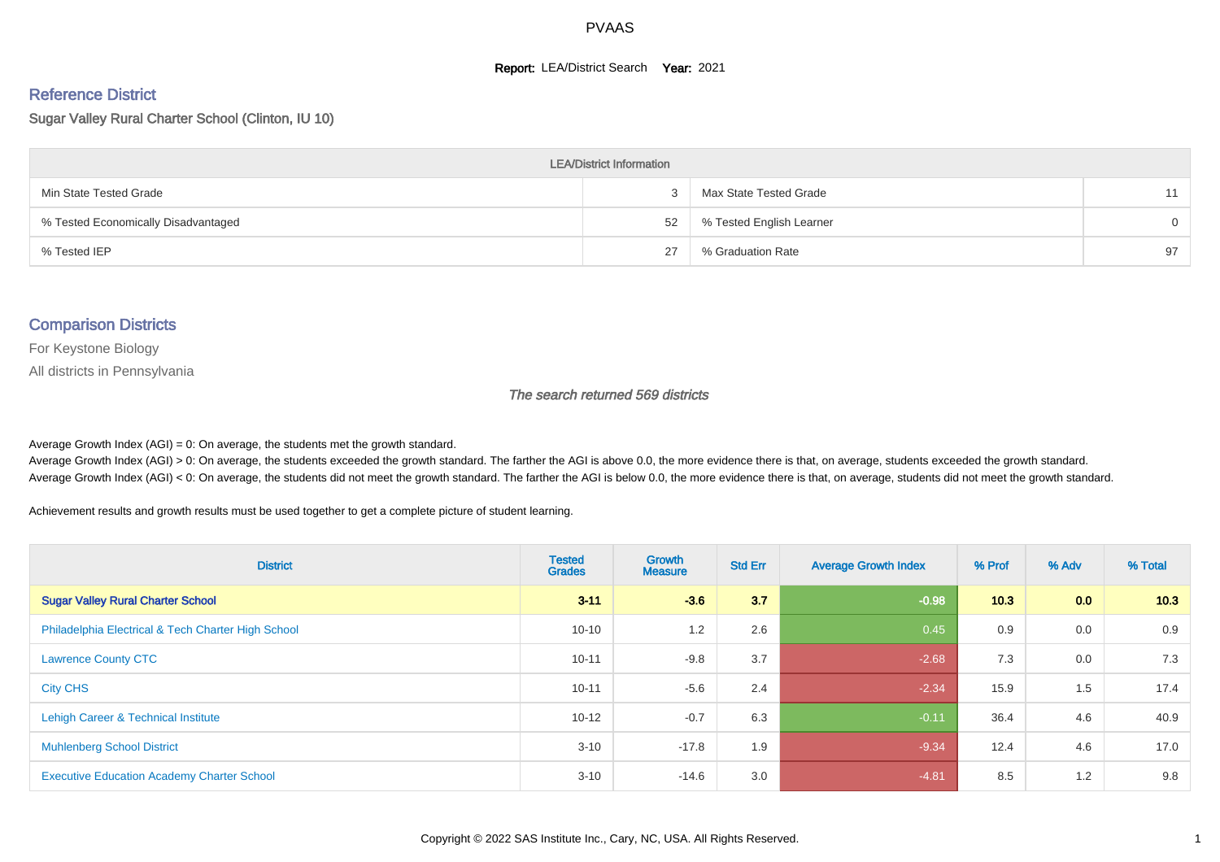# PVAAS

**Report:** LEA/District Search **Year:** 2021

## Reference District

Sugar Valley Rural Charter School (Clinton, IU 10)

| LEA/District Information | | | |
|---|---|---|---|
| Min State Tested Grade | 3 | Max State Tested Grade | 11 |
| % Tested Economically Disadvantaged | 52 | % Tested English Learner | 0 |
| % Tested IEP | 27 | % Graduation Rate | 97 |

## Comparison Districts

For Keystone Biology

All districts in Pennsylvania

*The search returned 569 districts*

Average Growth Index (AGI) = 0: On average, the students met the growth standard.
Average Growth Index (AGI) > 0: On average, the students exceeded the growth standard. The farther the AGI is above 0.0, the more evidence there is that, on average, students exceeded the growth standard.
Average Growth Index (AGI) < 0: On average, the students did not meet the growth standard. The farther the AGI is below 0.0, the more evidence there is that, on average, students did not meet the growth standard.

Achievement results and growth results must be used together to get a complete picture of student learning.

| District | Tested Grades | Growth Measure | Std Err | Average Growth Index | % Prof | % Adv | % Total |
|---|---|---|---|---|---|---|---|
| **Sugar Valley Rural Charter School** | **3-11** | **-3.6** | **3.7** | **-0.98** | **10.3** | **0.0** | **10.3** |
| Philadelphia Electrical & Tech Charter High School | 10-10 | 1.2 | 2.6 | 0.45 | 0.9 | 0.0 | 0.9 |
| Lawrence County CTC | 10-11 | -9.8 | 3.7 | -2.68 | 7.3 | 0.0 | 7.3 |
| City CHS | 10-11 | -5.6 | 2.4 | -2.34 | 15.9 | 1.5 | 17.4 |
| Lehigh Career & Technical Institute | 10-12 | -0.7 | 6.3 | -0.11 | 36.4 | 4.6 | 40.9 |
| Muhlenberg School District | 3-10 | -17.8 | 1.9 | -9.34 | 12.4 | 4.6 | 17.0 |
| Executive Education Academy Charter School | 3-10 | -14.6 | 3.0 | -4.81 | 8.5 | 1.2 | 9.8 |

Copyright © 2022 SAS Institute Inc., Cary, NC, USA. All Rights Reserved.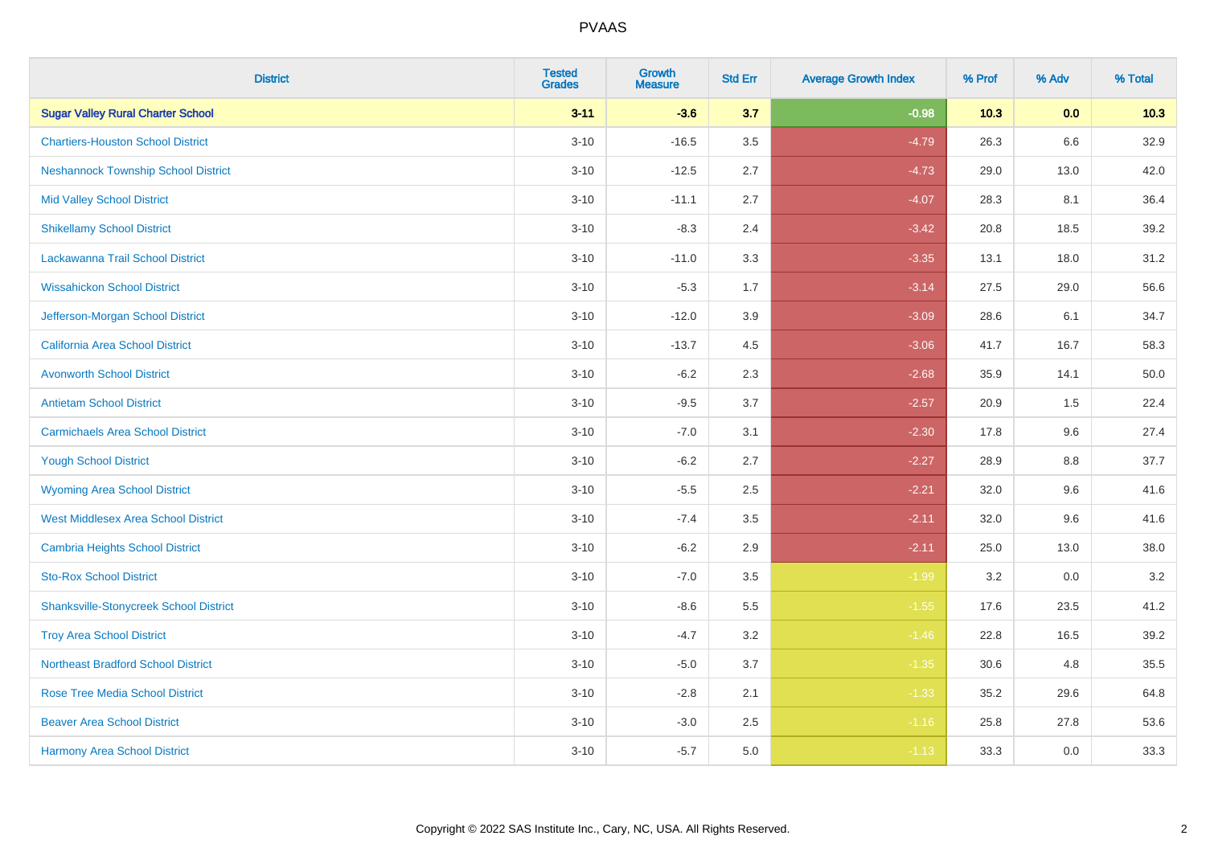| District | Tested Grades | Growth Measure | Std Err | Average Growth Index | % Prof | % Adv | % Total |
|---|---|---|---|---|---|---|---|
| **Sugar Valley Rural Charter School** | **3-11** | **-3.6** | **3.7** | **-0.98** | **10.3** | **0.0** | **10.3** |
| Chartiers-Houston School District | 3-10 | -16.5 | 3.5 | -4.79 | 26.3 | 6.6 | 32.9 |
| Neshannock Township School District | 3-10 | -12.5 | 2.7 | -4.73 | 29.0 | 13.0 | 42.0 |
| Mid Valley School District | 3-10 | -11.1 | 2.7 | -4.07 | 28.3 | 8.1 | 36.4 |
| Shikellamy School District | 3-10 | -8.3 | 2.4 | -3.42 | 20.8 | 18.5 | 39.2 |
| Lackawanna Trail School District | 3-10 | -11.0 | 3.3 | -3.35 | 13.1 | 18.0 | 31.2 |
| Wissahickon School District | 3-10 | -5.3 | 1.7 | -3.14 | 27.5 | 29.0 | 56.6 |
| Jefferson-Morgan School District | 3-10 | -12.0 | 3.9 | -3.09 | 28.6 | 6.1 | 34.7 |
| California Area School District | 3-10 | -13.7 | 4.5 | -3.06 | 41.7 | 16.7 | 58.3 |
| Avonworth School District | 3-10 | -6.2 | 2.3 | -2.68 | 35.9 | 14.1 | 50.0 |
| Antietam School District | 3-10 | -9.5 | 3.7 | -2.57 | 20.9 | 1.5 | 22.4 |
| Carmichaels Area School District | 3-10 | -7.0 | 3.1 | -2.30 | 17.8 | 9.6 | 27.4 |
| Yough School District | 3-10 | -6.2 | 2.7 | -2.27 | 28.9 | 8.8 | 37.7 |
| Wyoming Area School District | 3-10 | -5.5 | 2.5 | -2.21 | 32.0 | 9.6 | 41.6 |
| West Middlesex Area School District | 3-10 | -7.4 | 3.5 | -2.11 | 32.0 | 9.6 | 41.6 |
| Cambria Heights School District | 3-10 | -6.2 | 2.9 | -2.11 | 25.0 | 13.0 | 38.0 |
| Sto-Rox School District | 3-10 | -7.0 | 3.5 | -1.99 | 3.2 | 0.0 | 3.2 |
| Shanksville-Stonycreek School District | 3-10 | -8.6 | 5.5 | -1.55 | 17.6 | 23.5 | 41.2 |
| Troy Area School District | 3-10 | -4.7 | 3.2 | -1.46 | 22.8 | 16.5 | 39.2 |
| Northeast Bradford School District | 3-10 | -5.0 | 3.7 | -1.35 | 30.6 | 4.8 | 35.5 |
| Rose Tree Media School District | 3-10 | -2.8 | 2.1 | -1.33 | 35.2 | 29.6 | 64.8 |
| Beaver Area School District | 3-10 | -3.0 | 2.5 | -1.16 | 25.8 | 27.8 | 53.6 |
| Harmony Area School District | 3-10 | -5.7 | 5.0 | -1.13 | 33.3 | 0.0 | 33.3 |

Copyright © 2022 SAS Institute Inc., Cary, NC, USA. All Rights Reserved.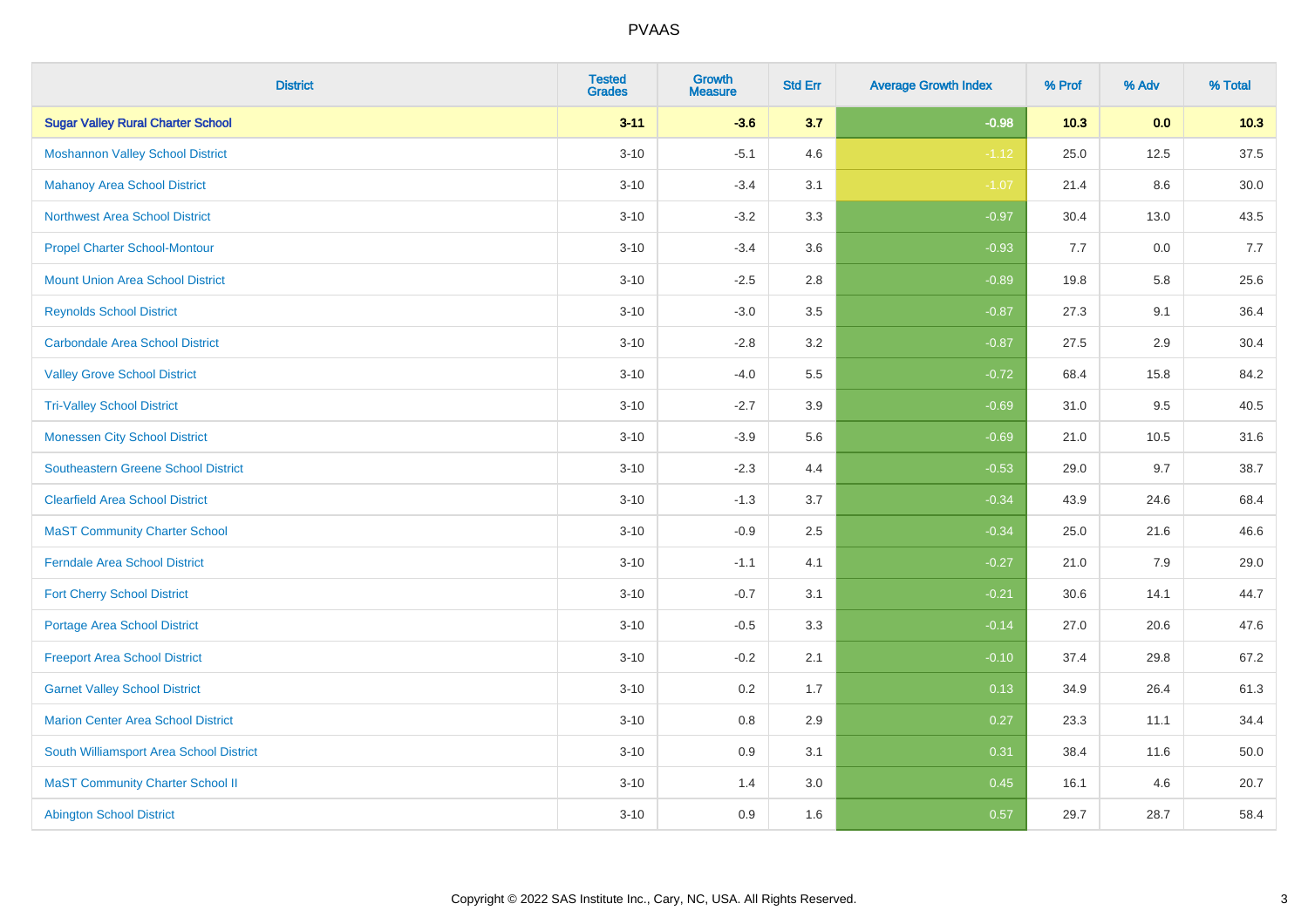# PVAAS

| District | Tested Grades | Growth Measure | Std Err | Average Growth Index | % Prof | % Adv | % Total |
|---|---|---|---|---|---|---|---|
| **Sugar Valley Rural Charter School** | **3-11** | **-3.6** | **3.7** | **-0.98** | **10.3** | **0.0** | **10.3** |
| Moshannon Valley School District | 3-10 | -5.1 | 4.6 | -1.12 | 25.0 | 12.5 | 37.5 |
| Mahanoy Area School District | 3-10 | -3.4 | 3.1 | -1.07 | 21.4 | 8.6 | 30.0 |
| Northwest Area School District | 3-10 | -3.2 | 3.3 | -0.97 | 30.4 | 13.0 | 43.5 |
| Propel Charter School-Montour | 3-10 | -3.4 | 3.6 | -0.93 | 7.7 | 0.0 | 7.7 |
| Mount Union Area School District | 3-10 | -2.5 | 2.8 | -0.89 | 19.8 | 5.8 | 25.6 |
| Reynolds School District | 3-10 | -3.0 | 3.5 | -0.87 | 27.3 | 9.1 | 36.4 |
| Carbondale Area School District | 3-10 | -2.8 | 3.2 | -0.87 | 27.5 | 2.9 | 30.4 |
| Valley Grove School District | 3-10 | -4.0 | 5.5 | -0.72 | 68.4 | 15.8 | 84.2 |
| Tri-Valley School District | 3-10 | -2.7 | 3.9 | -0.69 | 31.0 | 9.5 | 40.5 |
| Monessen City School District | 3-10 | -3.9 | 5.6 | -0.69 | 21.0 | 10.5 | 31.6 |
| Southeastern Greene School District | 3-10 | -2.3 | 4.4 | -0.53 | 29.0 | 9.7 | 38.7 |
| Clearfield Area School District | 3-10 | -1.3 | 3.7 | -0.34 | 43.9 | 24.6 | 68.4 |
| MaST Community Charter School | 3-10 | -0.9 | 2.5 | -0.34 | 25.0 | 21.6 | 46.6 |
| Ferndale Area School District | 3-10 | -1.1 | 4.1 | -0.27 | 21.0 | 7.9 | 29.0 |
| Fort Cherry School District | 3-10 | -0.7 | 3.1 | -0.21 | 30.6 | 14.1 | 44.7 |
| Portage Area School District | 3-10 | -0.5 | 3.3 | -0.14 | 27.0 | 20.6 | 47.6 |
| Freeport Area School District | 3-10 | -0.2 | 2.1 | -0.10 | 37.4 | 29.8 | 67.2 |
| Garnet Valley School District | 3-10 | 0.2 | 1.7 | 0.13 | 34.9 | 26.4 | 61.3 |
| Marion Center Area School District | 3-10 | 0.8 | 2.9 | 0.27 | 23.3 | 11.1 | 34.4 |
| South Williamsport Area School District | 3-10 | 0.9 | 3.1 | 0.31 | 38.4 | 11.6 | 50.0 |
| MaST Community Charter School II | 3-10 | 1.4 | 3.0 | 0.45 | 16.1 | 4.6 | 20.7 |
| Abington School District | 3-10 | 0.9 | 1.6 | 0.57 | 29.7 | 28.7 | 58.4 |

Copyright © 2022 SAS Institute Inc., Cary, NC, USA. All Rights Reserved.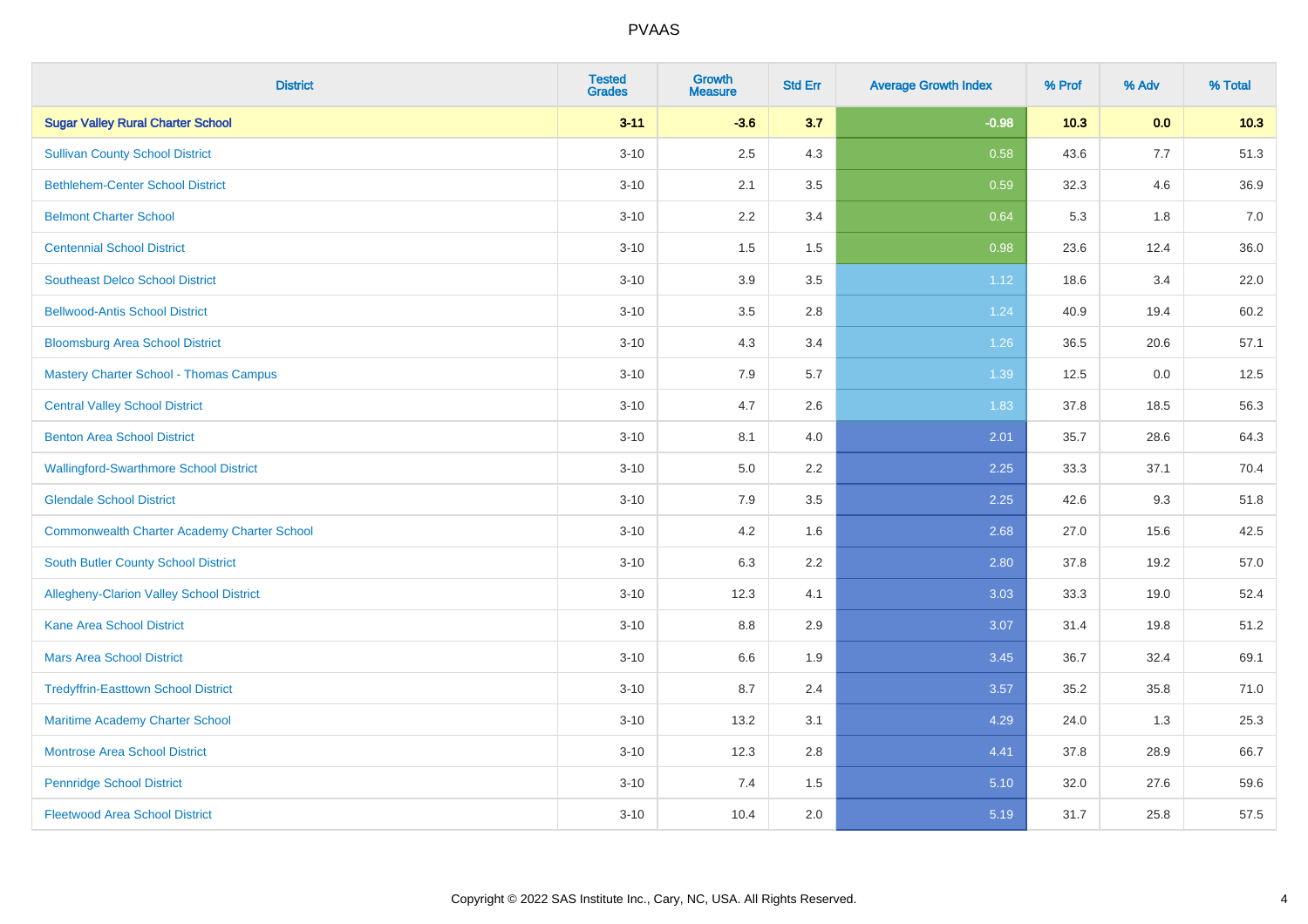# PVAAS

| District | Tested Grades | Growth Measure | Std Err | Average Growth Index | % Prof | % Adv | % Total |
|---|---|---|---|---|---|---|---|
| **Sugar Valley Rural Charter School** | **3-11** | **-3.6** | **3.7** | **-0.98** | **10.3** | **0.0** | **10.3** |
| Sullivan County School District | 3-10 | 2.5 | 4.3 | 0.58 | 43.6 | 7.7 | 51.3 |
| Bethlehem-Center School District | 3-10 | 2.1 | 3.5 | 0.59 | 32.3 | 4.6 | 36.9 |
| Belmont Charter School | 3-10 | 2.2 | 3.4 | 0.64 | 5.3 | 1.8 | 7.0 |
| Centennial School District | 3-10 | 1.5 | 1.5 | 0.98 | 23.6 | 12.4 | 36.0 |
| Southeast Delco School District | 3-10 | 3.9 | 3.5 | 1.12 | 18.6 | 3.4 | 22.0 |
| Bellwood-Antis School District | 3-10 | 3.5 | 2.8 | 1.24 | 40.9 | 19.4 | 60.2 |
| Bloomsburg Area School District | 3-10 | 4.3 | 3.4 | 1.26 | 36.5 | 20.6 | 57.1 |
| Mastery Charter School - Thomas Campus | 3-10 | 7.9 | 5.7 | 1.39 | 12.5 | 0.0 | 12.5 |
| Central Valley School District | 3-10 | 4.7 | 2.6 | 1.83 | 37.8 | 18.5 | 56.3 |
| Benton Area School District | 3-10 | 8.1 | 4.0 | 2.01 | 35.7 | 28.6 | 64.3 |
| Wallingford-Swarthmore School District | 3-10 | 5.0 | 2.2 | 2.25 | 33.3 | 37.1 | 70.4 |
| Glendale School District | 3-10 | 7.9 | 3.5 | 2.25 | 42.6 | 9.3 | 51.8 |
| Commonwealth Charter Academy Charter School | 3-10 | 4.2 | 1.6 | 2.68 | 27.0 | 15.6 | 42.5 |
| South Butler County School District | 3-10 | 6.3 | 2.2 | 2.80 | 37.8 | 19.2 | 57.0 |
| Allegheny-Clarion Valley School District | 3-10 | 12.3 | 4.1 | 3.03 | 33.3 | 19.0 | 52.4 |
| Kane Area School District | 3-10 | 8.8 | 2.9 | 3.07 | 31.4 | 19.8 | 51.2 |
| Mars Area School District | 3-10 | 6.6 | 1.9 | 3.45 | 36.7 | 32.4 | 69.1 |
| Tredyffrin-Easttown School District | 3-10 | 8.7 | 2.4 | 3.57 | 35.2 | 35.8 | 71.0 |
| Maritime Academy Charter School | 3-10 | 13.2 | 3.1 | 4.29 | 24.0 | 1.3 | 25.3 |
| Montrose Area School District | 3-10 | 12.3 | 2.8 | 4.41 | 37.8 | 28.9 | 66.7 |
| Pennridge School District | 3-10 | 7.4 | 1.5 | 5.10 | 32.0 | 27.6 | 59.6 |
| Fleetwood Area School District | 3-10 | 10.4 | 2.0 | 5.19 | 31.7 | 25.8 | 57.5 |

Copyright © 2022 SAS Institute Inc., Cary, NC, USA. All Rights Reserved.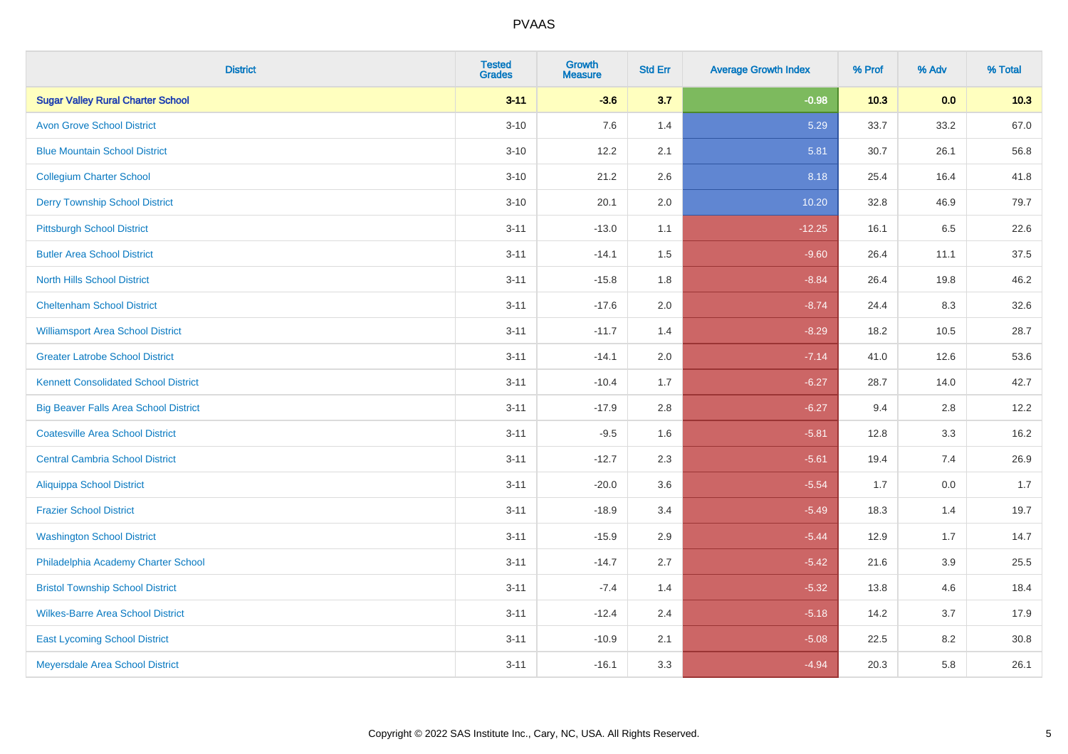| District | Tested Grades | Growth Measure | Std Err | Average Growth Index | % Prof | % Adv | % Total |
|---|---|---|---|---|---|---|---|
| **Sugar Valley Rural Charter School** | **3-11** | **-3.6** | **3.7** | **-0.98** | **10.3** | **0.0** | **10.3** |
| Avon Grove School District | 3-10 | 7.6 | 1.4 | 5.29 | 33.7 | 33.2 | 67.0 |
| Blue Mountain School District | 3-10 | 12.2 | 2.1 | 5.81 | 30.7 | 26.1 | 56.8 |
| Collegium Charter School | 3-10 | 21.2 | 2.6 | 8.18 | 25.4 | 16.4 | 41.8 |
| Derry Township School District | 3-10 | 20.1 | 2.0 | 10.20 | 32.8 | 46.9 | 79.7 |
| Pittsburgh School District | 3-11 | -13.0 | 1.1 | -12.25 | 16.1 | 6.5 | 22.6 |
| Butler Area School District | 3-11 | -14.1 | 1.5 | -9.60 | 26.4 | 11.1 | 37.5 |
| North Hills School District | 3-11 | -15.8 | 1.8 | -8.84 | 26.4 | 19.8 | 46.2 |
| Cheltenham School District | 3-11 | -17.6 | 2.0 | -8.74 | 24.4 | 8.3 | 32.6 |
| Williamsport Area School District | 3-11 | -11.7 | 1.4 | -8.29 | 18.2 | 10.5 | 28.7 |
| Greater Latrobe School District | 3-11 | -14.1 | 2.0 | -7.14 | 41.0 | 12.6 | 53.6 |
| Kennett Consolidated School District | 3-11 | -10.4 | 1.7 | -6.27 | 28.7 | 14.0 | 42.7 |
| Big Beaver Falls Area School District | 3-11 | -17.9 | 2.8 | -6.27 | 9.4 | 2.8 | 12.2 |
| Coatesville Area School District | 3-11 | -9.5 | 1.6 | -5.81 | 12.8 | 3.3 | 16.2 |
| Central Cambria School District | 3-11 | -12.7 | 2.3 | -5.61 | 19.4 | 7.4 | 26.9 |
| Aliquippa School District | 3-11 | -20.0 | 3.6 | -5.54 | 1.7 | 0.0 | 1.7 |
| Frazier School District | 3-11 | -18.9 | 3.4 | -5.49 | 18.3 | 1.4 | 19.7 |
| Washington School District | 3-11 | -15.9 | 2.9 | -5.44 | 12.9 | 1.7 | 14.7 |
| Philadelphia Academy Charter School | 3-11 | -14.7 | 2.7 | -5.42 | 21.6 | 3.9 | 25.5 |
| Bristol Township School District | 3-11 | -7.4 | 1.4 | -5.32 | 13.8 | 4.6 | 18.4 |
| Wilkes-Barre Area School District | 3-11 | -12.4 | 2.4 | -5.18 | 14.2 | 3.7 | 17.9 |
| East Lycoming School District | 3-11 | -10.9 | 2.1 | -5.08 | 22.5 | 8.2 | 30.8 |
| Meyersdale Area School District | 3-11 | -16.1 | 3.3 | -4.94 | 20.3 | 5.8 | 26.1 |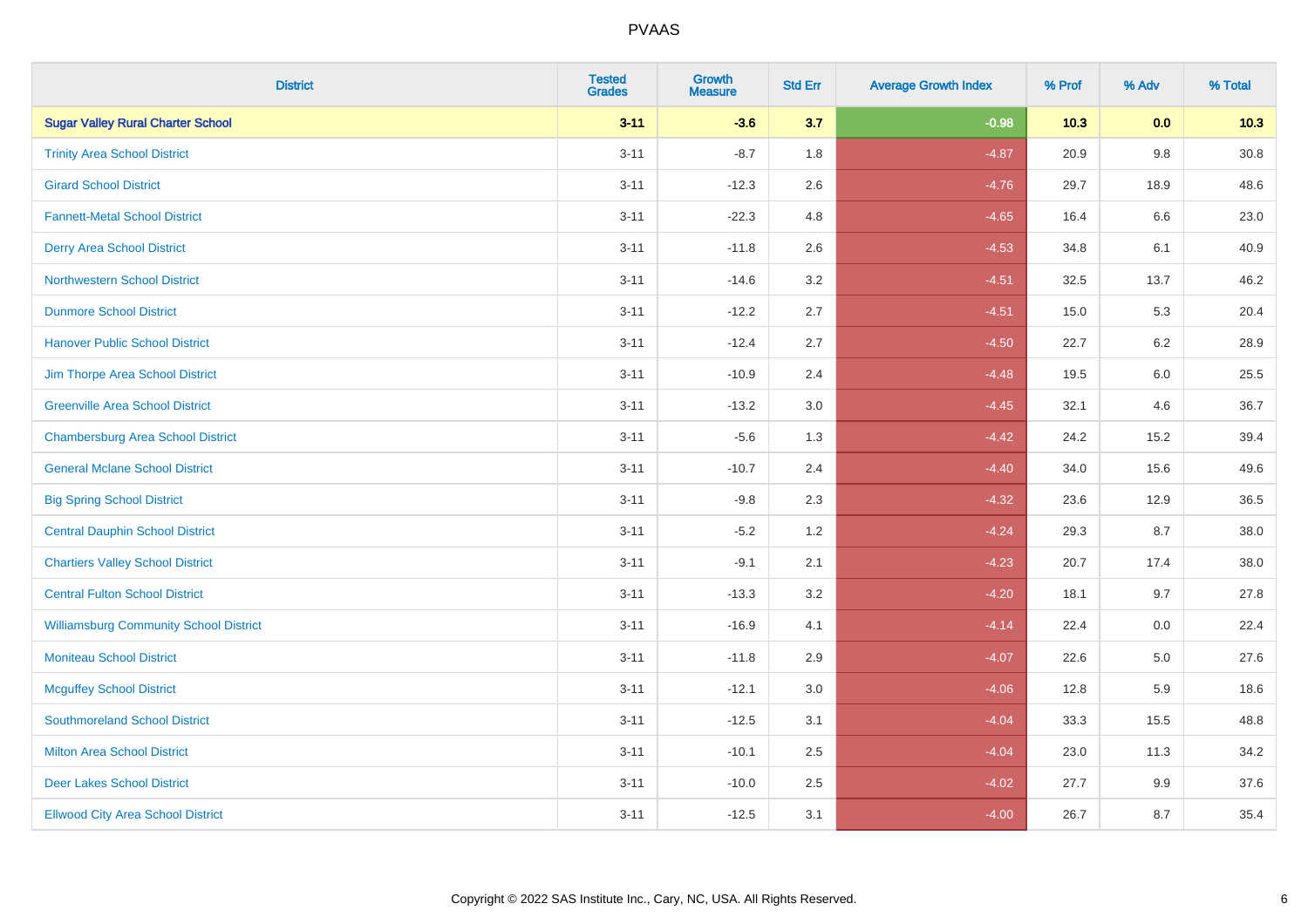# PVAAS

| District | Tested Grades | Growth Measure | Std Err | Average Growth Index | % Prof | % Adv | % Total |
|---|---|---|---|---|---|---|---|
| **Sugar Valley Rural Charter School** | **3-11** | **-3.6** | **3.7** | **-0.98** | **10.3** | **0.0** | **10.3** |
| Trinity Area School District | 3-11 | -8.7 | 1.8 | -4.87 | 20.9 | 9.8 | 30.8 |
| Girard School District | 3-11 | -12.3 | 2.6 | -4.76 | 29.7 | 18.9 | 48.6 |
| Fannett-Metal School District | 3-11 | -22.3 | 4.8 | -4.65 | 16.4 | 6.6 | 23.0 |
| Derry Area School District | 3-11 | -11.8 | 2.6 | -4.53 | 34.8 | 6.1 | 40.9 |
| Northwestern School District | 3-11 | -14.6 | 3.2 | -4.51 | 32.5 | 13.7 | 46.2 |
| Dunmore School District | 3-11 | -12.2 | 2.7 | -4.51 | 15.0 | 5.3 | 20.4 |
| Hanover Public School District | 3-11 | -12.4 | 2.7 | -4.50 | 22.7 | 6.2 | 28.9 |
| Jim Thorpe Area School District | 3-11 | -10.9 | 2.4 | -4.48 | 19.5 | 6.0 | 25.5 |
| Greenville Area School District | 3-11 | -13.2 | 3.0 | -4.45 | 32.1 | 4.6 | 36.7 |
| Chambersburg Area School District | 3-11 | -5.6 | 1.3 | -4.42 | 24.2 | 15.2 | 39.4 |
| General Mclane School District | 3-11 | -10.7 | 2.4 | -4.40 | 34.0 | 15.6 | 49.6 |
| Big Spring School District | 3-11 | -9.8 | 2.3 | -4.32 | 23.6 | 12.9 | 36.5 |
| Central Dauphin School District | 3-11 | -5.2 | 1.2 | -4.24 | 29.3 | 8.7 | 38.0 |
| Chartiers Valley School District | 3-11 | -9.1 | 2.1 | -4.23 | 20.7 | 17.4 | 38.0 |
| Central Fulton School District | 3-11 | -13.3 | 3.2 | -4.20 | 18.1 | 9.7 | 27.8 |
| Williamsburg Community School District | 3-11 | -16.9 | 4.1 | -4.14 | 22.4 | 0.0 | 22.4 |
| Moniteau School District | 3-11 | -11.8 | 2.9 | -4.07 | 22.6 | 5.0 | 27.6 |
| Mcguffey School District | 3-11 | -12.1 | 3.0 | -4.06 | 12.8 | 5.9 | 18.6 |
| Southmoreland School District | 3-11 | -12.5 | 3.1 | -4.04 | 33.3 | 15.5 | 48.8 |
| Milton Area School District | 3-11 | -10.1 | 2.5 | -4.04 | 23.0 | 11.3 | 34.2 |
| Deer Lakes School District | 3-11 | -10.0 | 2.5 | -4.02 | 27.7 | 9.9 | 37.6 |
| Ellwood City Area School District | 3-11 | -12.5 | 3.1 | -4.00 | 26.7 | 8.7 | 35.4 |

Copyright © 2022 SAS Institute Inc., Cary, NC, USA. All Rights Reserved.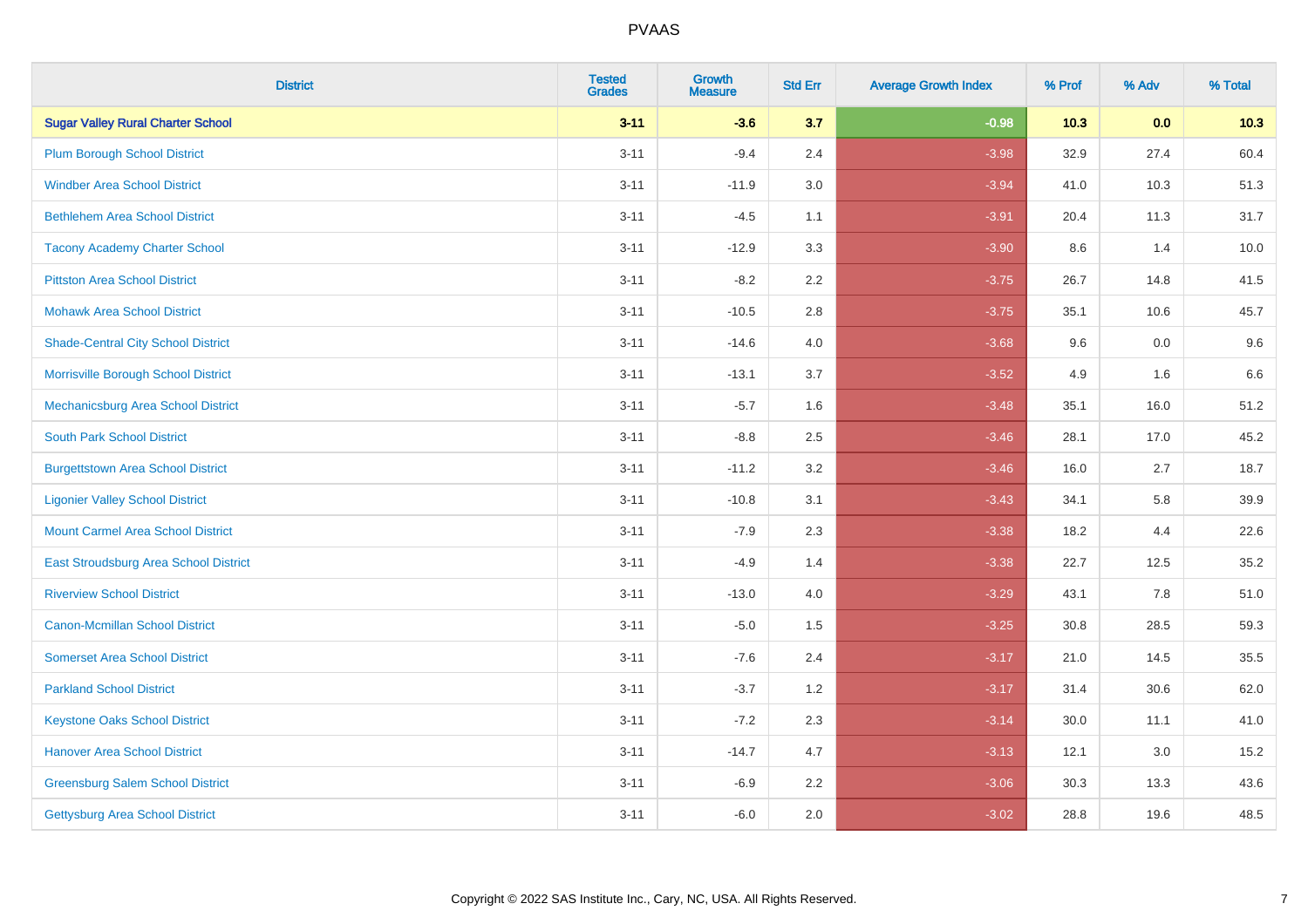| District | Tested Grades | Growth Measure | Std Err | Average Growth Index | % Prof | % Adv | % Total |
|---|---|---|---|---|---|---|---|
| **Sugar Valley Rural Charter School** | **3-11** | **-3.6** | **3.7** | **-0.98** | **10.3** | **0.0** | **10.3** |
| Plum Borough School District | 3-11 | -9.4 | 2.4 | -3.98 | 32.9 | 27.4 | 60.4 |
| Windber Area School District | 3-11 | -11.9 | 3.0 | -3.94 | 41.0 | 10.3 | 51.3 |
| Bethlehem Area School District | 3-11 | -4.5 | 1.1 | -3.91 | 20.4 | 11.3 | 31.7 |
| Tacony Academy Charter School | 3-11 | -12.9 | 3.3 | -3.90 | 8.6 | 1.4 | 10.0 |
| Pittston Area School District | 3-11 | -8.2 | 2.2 | -3.75 | 26.7 | 14.8 | 41.5 |
| Mohawk Area School District | 3-11 | -10.5 | 2.8 | -3.75 | 35.1 | 10.6 | 45.7 |
| Shade-Central City School District | 3-11 | -14.6 | 4.0 | -3.68 | 9.6 | 0.0 | 9.6 |
| Morrisville Borough School District | 3-11 | -13.1 | 3.7 | -3.52 | 4.9 | 1.6 | 6.6 |
| Mechanicsburg Area School District | 3-11 | -5.7 | 1.6 | -3.48 | 35.1 | 16.0 | 51.2 |
| South Park School District | 3-11 | -8.8 | 2.5 | -3.46 | 28.1 | 17.0 | 45.2 |
| Burgettstown Area School District | 3-11 | -11.2 | 3.2 | -3.46 | 16.0 | 2.7 | 18.7 |
| Ligonier Valley School District | 3-11 | -10.8 | 3.1 | -3.43 | 34.1 | 5.8 | 39.9 |
| Mount Carmel Area School District | 3-11 | -7.9 | 2.3 | -3.38 | 18.2 | 4.4 | 22.6 |
| East Stroudsburg Area School District | 3-11 | -4.9 | 1.4 | -3.38 | 22.7 | 12.5 | 35.2 |
| Riverview School District | 3-11 | -13.0 | 4.0 | -3.29 | 43.1 | 7.8 | 51.0 |
| Canon-Mcmillan School District | 3-11 | -5.0 | 1.5 | -3.25 | 30.8 | 28.5 | 59.3 |
| Somerset Area School District | 3-11 | -7.6 | 2.4 | -3.17 | 21.0 | 14.5 | 35.5 |
| Parkland School District | 3-11 | -3.7 | 1.2 | -3.17 | 31.4 | 30.6 | 62.0 |
| Keystone Oaks School District | 3-11 | -7.2 | 2.3 | -3.14 | 30.0 | 11.1 | 41.0 |
| Hanover Area School District | 3-11 | -14.7 | 4.7 | -3.13 | 12.1 | 3.0 | 15.2 |
| Greensburg Salem School District | 3-11 | -6.9 | 2.2 | -3.06 | 30.3 | 13.3 | 43.6 |
| Gettysburg Area School District | 3-11 | -6.0 | 2.0 | -3.02 | 28.8 | 19.6 | 48.5 |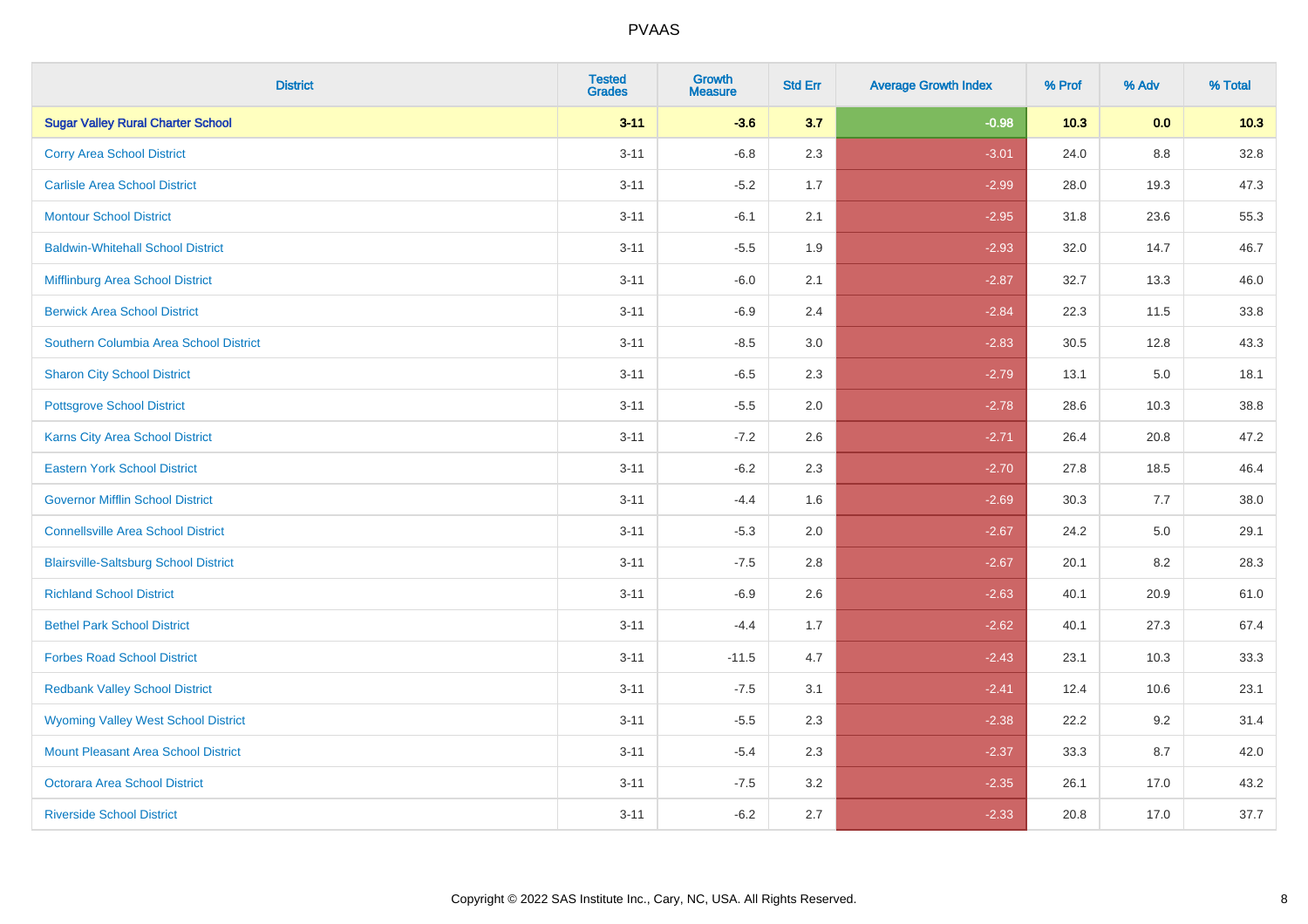| District | Tested Grades | Growth Measure | Std Err | Average Growth Index | % Prof | % Adv | % Total |
|---|---|---|---|---|---|---|---|
| **Sugar Valley Rural Charter School** | **3-11** | **-3.6** | **3.7** | **-0.98** | **10.3** | **0.0** | **10.3** |
| Corry Area School District | 3-11 | -6.8 | 2.3 | -3.01 | 24.0 | 8.8 | 32.8 |
| Carlisle Area School District | 3-11 | -5.2 | 1.7 | -2.99 | 28.0 | 19.3 | 47.3 |
| Montour School District | 3-11 | -6.1 | 2.1 | -2.95 | 31.8 | 23.6 | 55.3 |
| Baldwin-Whitehall School District | 3-11 | -5.5 | 1.9 | -2.93 | 32.0 | 14.7 | 46.7 |
| Mifflinburg Area School District | 3-11 | -6.0 | 2.1 | -2.87 | 32.7 | 13.3 | 46.0 |
| Berwick Area School District | 3-11 | -6.9 | 2.4 | -2.84 | 22.3 | 11.5 | 33.8 |
| Southern Columbia Area School District | 3-11 | -8.5 | 3.0 | -2.83 | 30.5 | 12.8 | 43.3 |
| Sharon City School District | 3-11 | -6.5 | 2.3 | -2.79 | 13.1 | 5.0 | 18.1 |
| Pottsgrove School District | 3-11 | -5.5 | 2.0 | -2.78 | 28.6 | 10.3 | 38.8 |
| Karns City Area School District | 3-11 | -7.2 | 2.6 | -2.71 | 26.4 | 20.8 | 47.2 |
| Eastern York School District | 3-11 | -6.2 | 2.3 | -2.70 | 27.8 | 18.5 | 46.4 |
| Governor Mifflin School District | 3-11 | -4.4 | 1.6 | -2.69 | 30.3 | 7.7 | 38.0 |
| Connellsville Area School District | 3-11 | -5.3 | 2.0 | -2.67 | 24.2 | 5.0 | 29.1 |
| Blairsville-Saltsburg School District | 3-11 | -7.5 | 2.8 | -2.67 | 20.1 | 8.2 | 28.3 |
| Richland School District | 3-11 | -6.9 | 2.6 | -2.63 | 40.1 | 20.9 | 61.0 |
| Bethel Park School District | 3-11 | -4.4 | 1.7 | -2.62 | 40.1 | 27.3 | 67.4 |
| Forbes Road School District | 3-11 | -11.5 | 4.7 | -2.43 | 23.1 | 10.3 | 33.3 |
| Redbank Valley School District | 3-11 | -7.5 | 3.1 | -2.41 | 12.4 | 10.6 | 23.1 |
| Wyoming Valley West School District | 3-11 | -5.5 | 2.3 | -2.38 | 22.2 | 9.2 | 31.4 |
| Mount Pleasant Area School District | 3-11 | -5.4 | 2.3 | -2.37 | 33.3 | 8.7 | 42.0 |
| Octorara Area School District | 3-11 | -7.5 | 3.2 | -2.35 | 26.1 | 17.0 | 43.2 |
| Riverside School District | 3-11 | -6.2 | 2.7 | -2.33 | 20.8 | 17.0 | 37.7 |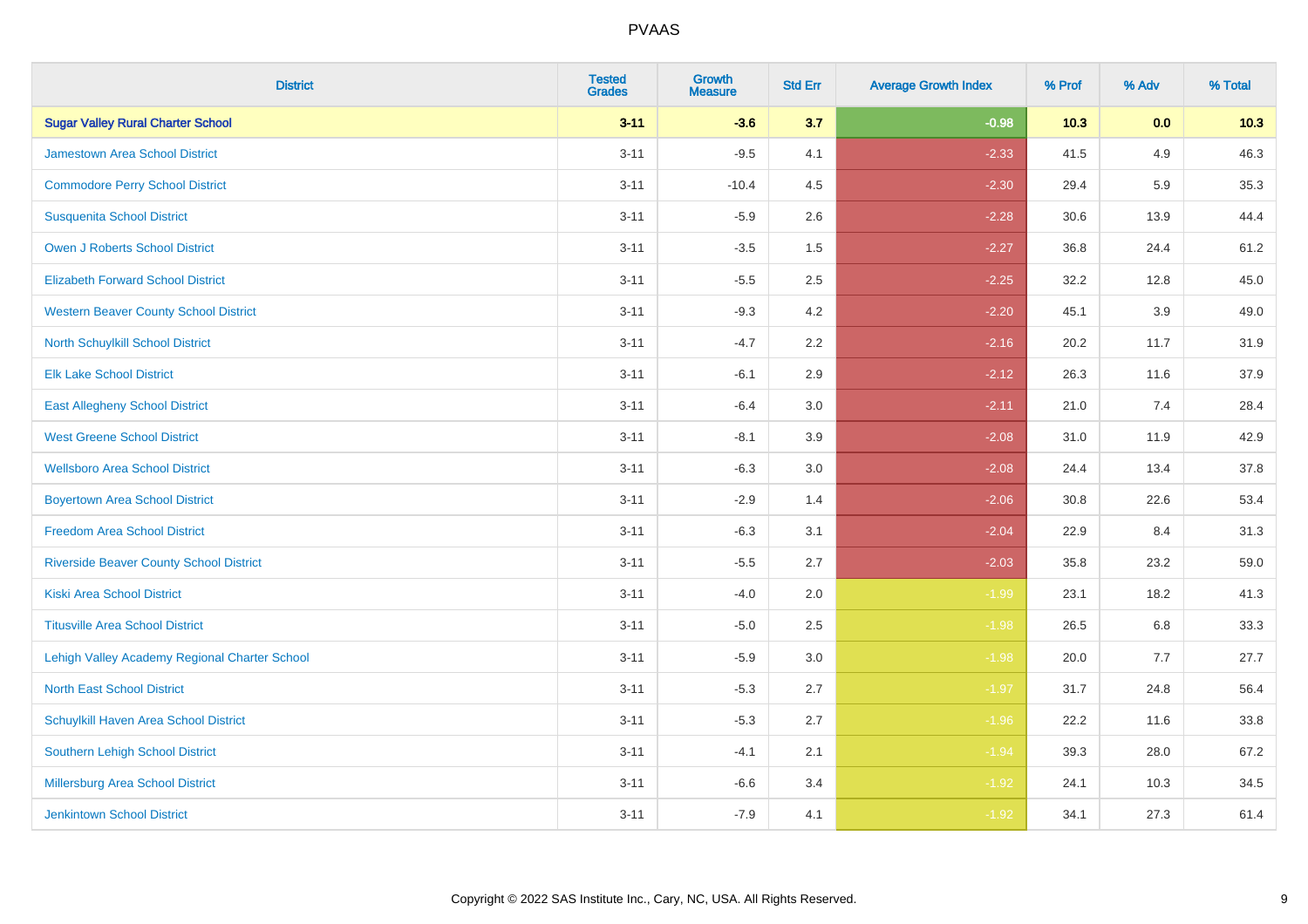| District | Tested Grades | Growth Measure | Std Err | Average Growth Index | % Prof | % Adv | % Total |
|---|---|---|---|---|---|---|---|
| **Sugar Valley Rural Charter School** | **3-11** | **-3.6** | **3.7** | **-0.98** | **10.3** | **0.0** | **10.3** |
| Jamestown Area School District | 3-11 | -9.5 | 4.1 | -2.33 | 41.5 | 4.9 | 46.3 |
| Commodore Perry School District | 3-11 | -10.4 | 4.5 | -2.30 | 29.4 | 5.9 | 35.3 |
| Susquenita School District | 3-11 | -5.9 | 2.6 | -2.28 | 30.6 | 13.9 | 44.4 |
| Owen J Roberts School District | 3-11 | -3.5 | 1.5 | -2.27 | 36.8 | 24.4 | 61.2 |
| Elizabeth Forward School District | 3-11 | -5.5 | 2.5 | -2.25 | 32.2 | 12.8 | 45.0 |
| Western Beaver County School District | 3-11 | -9.3 | 4.2 | -2.20 | 45.1 | 3.9 | 49.0 |
| North Schuylkill School District | 3-11 | -4.7 | 2.2 | -2.16 | 20.2 | 11.7 | 31.9 |
| Elk Lake School District | 3-11 | -6.1 | 2.9 | -2.12 | 26.3 | 11.6 | 37.9 |
| East Allegheny School District | 3-11 | -6.4 | 3.0 | -2.11 | 21.0 | 7.4 | 28.4 |
| West Greene School District | 3-11 | -8.1 | 3.9 | -2.08 | 31.0 | 11.9 | 42.9 |
| Wellsboro Area School District | 3-11 | -6.3 | 3.0 | -2.08 | 24.4 | 13.4 | 37.8 |
| Boyertown Area School District | 3-11 | -2.9 | 1.4 | -2.06 | 30.8 | 22.6 | 53.4 |
| Freedom Area School District | 3-11 | -6.3 | 3.1 | -2.04 | 22.9 | 8.4 | 31.3 |
| Riverside Beaver County School District | 3-11 | -5.5 | 2.7 | -2.03 | 35.8 | 23.2 | 59.0 |
| Kiski Area School District | 3-11 | -4.0 | 2.0 | -1.99 | 23.1 | 18.2 | 41.3 |
| Titusville Area School District | 3-11 | -5.0 | 2.5 | -1.98 | 26.5 | 6.8 | 33.3 |
| Lehigh Valley Academy Regional Charter School | 3-11 | -5.9 | 3.0 | -1.98 | 20.0 | 7.7 | 27.7 |
| North East School District | 3-11 | -5.3 | 2.7 | -1.97 | 31.7 | 24.8 | 56.4 |
| Schuylkill Haven Area School District | 3-11 | -5.3 | 2.7 | -1.96 | 22.2 | 11.6 | 33.8 |
| Southern Lehigh School District | 3-11 | -4.1 | 2.1 | -1.94 | 39.3 | 28.0 | 67.2 |
| Millersburg Area School District | 3-11 | -6.6 | 3.4 | -1.92 | 24.1 | 10.3 | 34.5 |
| Jenkintown School District | 3-11 | -7.9 | 4.1 | -1.92 | 34.1 | 27.3 | 61.4 |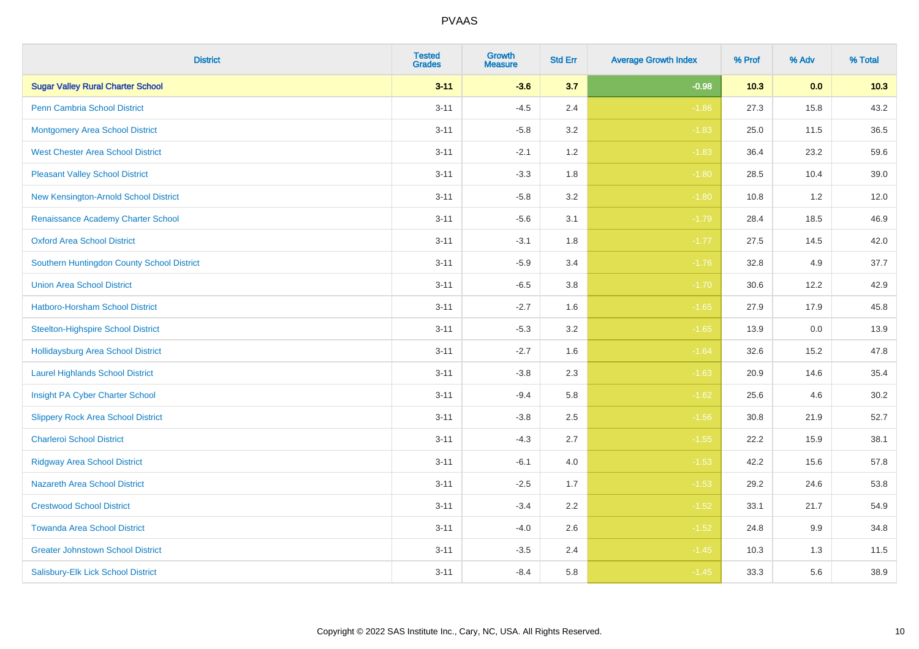| District | Tested Grades | Growth Measure | Std Err | Average Growth Index | % Prof | % Adv | % Total |
|---|---|---|---|---|---|---|---|
| **Sugar Valley Rural Charter School** | **3-11** | **-3.6** | **3.7** | **-0.98** | **10.3** | **0.0** | **10.3** |
| Penn Cambria School District | 3-11 | -4.5 | 2.4 | -1.86 | 27.3 | 15.8 | 43.2 |
| Montgomery Area School District | 3-11 | -5.8 | 3.2 | -1.83 | 25.0 | 11.5 | 36.5 |
| West Chester Area School District | 3-11 | -2.1 | 1.2 | -1.83 | 36.4 | 23.2 | 59.6 |
| Pleasant Valley School District | 3-11 | -3.3 | 1.8 | -1.80 | 28.5 | 10.4 | 39.0 |
| New Kensington-Arnold School District | 3-11 | -5.8 | 3.2 | -1.80 | 10.8 | 1.2 | 12.0 |
| Renaissance Academy Charter School | 3-11 | -5.6 | 3.1 | -1.79 | 28.4 | 18.5 | 46.9 |
| Oxford Area School District | 3-11 | -3.1 | 1.8 | -1.77 | 27.5 | 14.5 | 42.0 |
| Southern Huntingdon County School District | 3-11 | -5.9 | 3.4 | -1.76 | 32.8 | 4.9 | 37.7 |
| Union Area School District | 3-11 | -6.5 | 3.8 | -1.70 | 30.6 | 12.2 | 42.9 |
| Hatboro-Horsham School District | 3-11 | -2.7 | 1.6 | -1.65 | 27.9 | 17.9 | 45.8 |
| Steelton-Highspire School District | 3-11 | -5.3 | 3.2 | -1.65 | 13.9 | 0.0 | 13.9 |
| Hollidaysburg Area School District | 3-11 | -2.7 | 1.6 | -1.64 | 32.6 | 15.2 | 47.8 |
| Laurel Highlands School District | 3-11 | -3.8 | 2.3 | -1.63 | 20.9 | 14.6 | 35.4 |
| Insight PA Cyber Charter School | 3-11 | -9.4 | 5.8 | -1.62 | 25.6 | 4.6 | 30.2 |
| Slippery Rock Area School District | 3-11 | -3.8 | 2.5 | -1.56 | 30.8 | 21.9 | 52.7 |
| Charleroi School District | 3-11 | -4.3 | 2.7 | -1.55 | 22.2 | 15.9 | 38.1 |
| Ridgway Area School District | 3-11 | -6.1 | 4.0 | -1.53 | 42.2 | 15.6 | 57.8 |
| Nazareth Area School District | 3-11 | -2.5 | 1.7 | -1.53 | 29.2 | 24.6 | 53.8 |
| Crestwood School District | 3-11 | -3.4 | 2.2 | -1.52 | 33.1 | 21.7 | 54.9 |
| Towanda Area School District | 3-11 | -4.0 | 2.6 | -1.52 | 24.8 | 9.9 | 34.8 |
| Greater Johnstown School District | 3-11 | -3.5 | 2.4 | -1.45 | 10.3 | 1.3 | 11.5 |
| Salisbury-Elk Lick School District | 3-11 | -8.4 | 5.8 | -1.45 | 33.3 | 5.6 | 38.9 |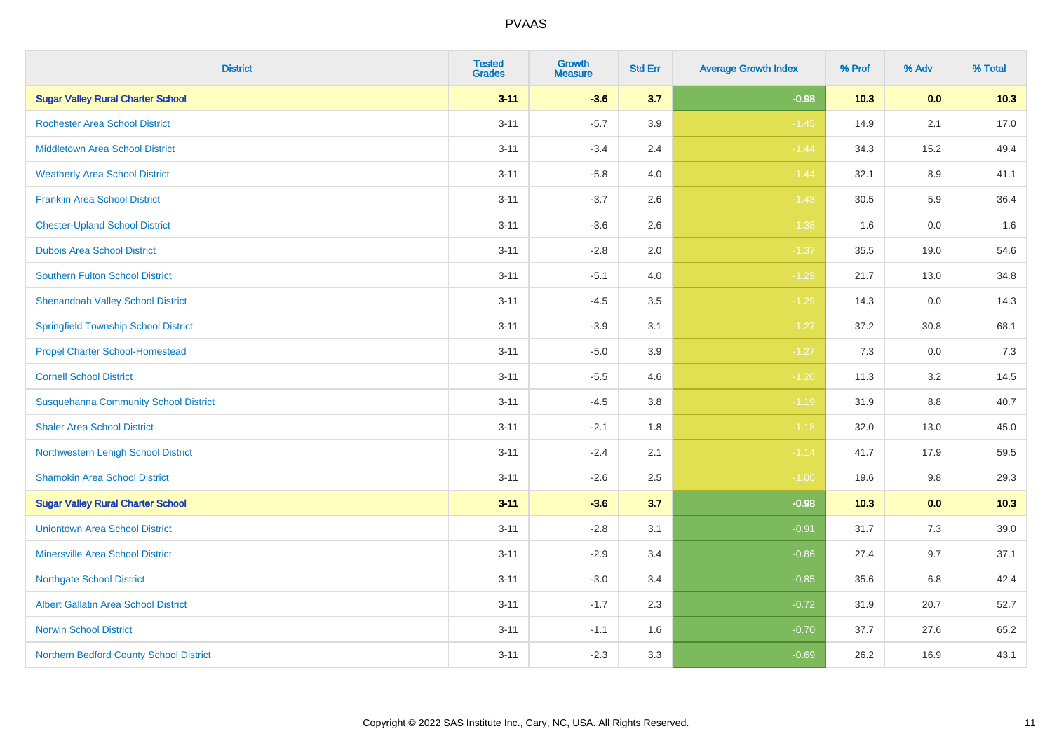PVAAS

| District | Tested Grades | Growth Measure | Std Err | Average Growth Index | % Prof | % Adv | % Total |
|---|---|---|---|---|---|---|---|
| **Sugar Valley Rural Charter School** | **3-11** | **-3.6** | **3.7** | **-0.98** | **10.3** | **0.0** | **10.3** |
| Rochester Area School District | 3-11 | -5.7 | 3.9 | -1.45 | 14.9 | 2.1 | 17.0 |
| Middletown Area School District | 3-11 | -3.4 | 2.4 | -1.44 | 34.3 | 15.2 | 49.4 |
| Weatherly Area School District | 3-11 | -5.8 | 4.0 | -1.44 | 32.1 | 8.9 | 41.1 |
| Franklin Area School District | 3-11 | -3.7 | 2.6 | -1.43 | 30.5 | 5.9 | 36.4 |
| Chester-Upland School District | 3-11 | -3.6 | 2.6 | -1.38 | 1.6 | 0.0 | 1.6 |
| Dubois Area School District | 3-11 | -2.8 | 2.0 | -1.37 | 35.5 | 19.0 | 54.6 |
| Southern Fulton School District | 3-11 | -5.1 | 4.0 | -1.29 | 21.7 | 13.0 | 34.8 |
| Shenandoah Valley School District | 3-11 | -4.5 | 3.5 | -1.29 | 14.3 | 0.0 | 14.3 |
| Springfield Township School District | 3-11 | -3.9 | 3.1 | -1.27 | 37.2 | 30.8 | 68.1 |
| Propel Charter School-Homestead | 3-11 | -5.0 | 3.9 | -1.27 | 7.3 | 0.0 | 7.3 |
| Cornell School District | 3-11 | -5.5 | 4.6 | -1.20 | 11.3 | 3.2 | 14.5 |
| Susquehanna Community School District | 3-11 | -4.5 | 3.8 | -1.19 | 31.9 | 8.8 | 40.7 |
| Shaler Area School District | 3-11 | -2.1 | 1.8 | -1.18 | 32.0 | 13.0 | 45.0 |
| Northwestern Lehigh School District | 3-11 | -2.4 | 2.1 | -1.14 | 41.7 | 17.9 | 59.5 |
| Shamokin Area School District | 3-11 | -2.6 | 2.5 | -1.06 | 19.6 | 9.8 | 29.3 |
| **Sugar Valley Rural Charter School** | **3-11** | **-3.6** | **3.7** | **-0.98** | **10.3** | **0.0** | **10.3** |
| Uniontown Area School District | 3-11 | -2.8 | 3.1 | -0.91 | 31.7 | 7.3 | 39.0 |
| Minersville Area School District | 3-11 | -2.9 | 3.4 | -0.86 | 27.4 | 9.7 | 37.1 |
| Northgate School District | 3-11 | -3.0 | 3.4 | -0.85 | 35.6 | 6.8 | 42.4 |
| Albert Gallatin Area School District | 3-11 | -1.7 | 2.3 | -0.72 | 31.9 | 20.7 | 52.7 |
| Norwin School District | 3-11 | -1.1 | 1.6 | -0.70 | 37.7 | 27.6 | 65.2 |
| Northern Bedford County School District | 3-11 | -2.3 | 3.3 | -0.69 | 26.2 | 16.9 | 43.1 |

Copyright © 2022 SAS Institute Inc., Cary, NC, USA. All Rights Reserved.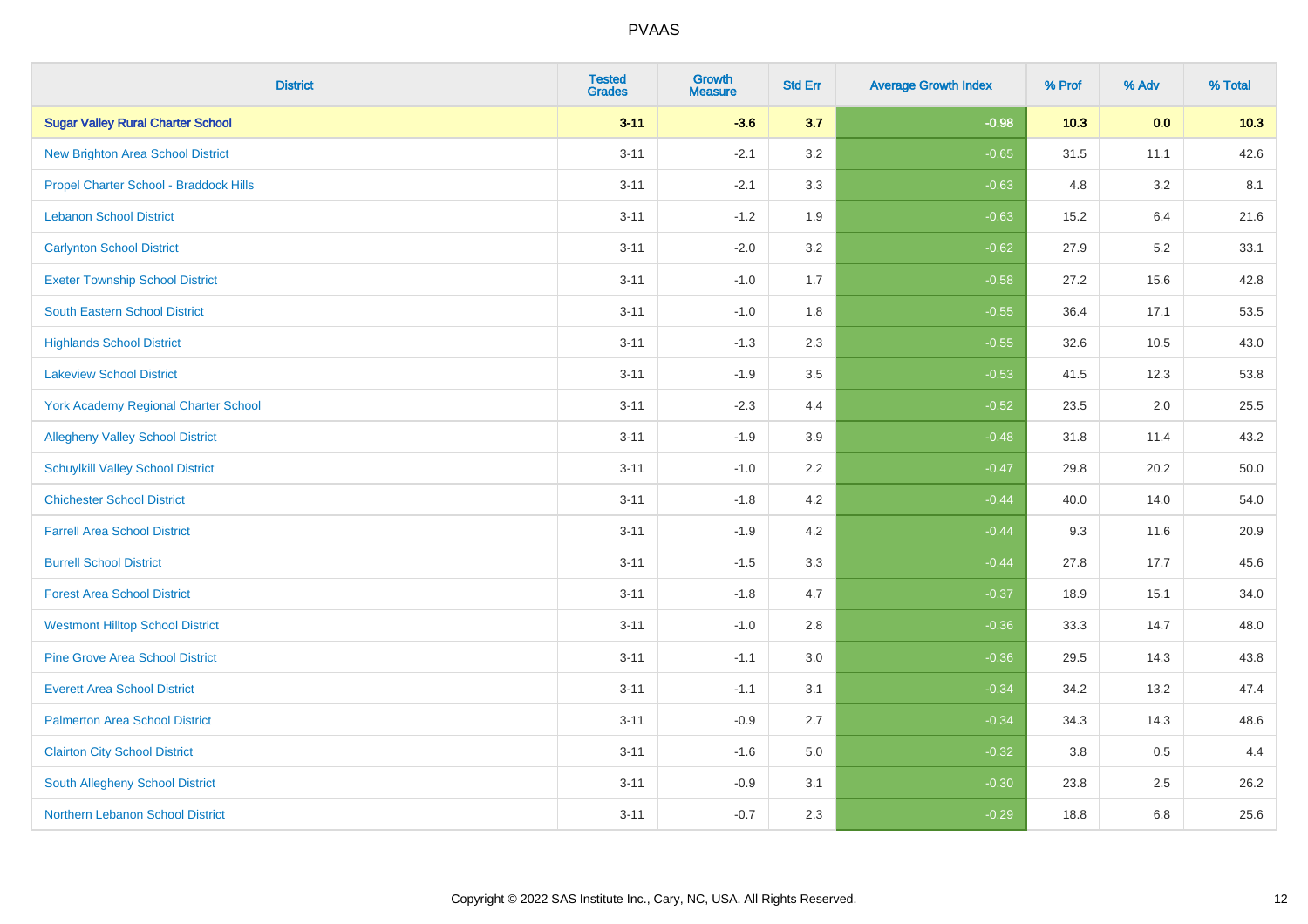| District | Tested Grades | Growth Measure | Std Err | Average Growth Index | % Prof | % Adv | % Total |
|---|---|---|---|---|---|---|---|
| **Sugar Valley Rural Charter School** | **3-11** | **-3.6** | **3.7** | **-0.98** | **10.3** | **0.0** | **10.3** |
| New Brighton Area School District | 3-11 | -2.1 | 3.2 | -0.65 | 31.5 | 11.1 | 42.6 |
| Propel Charter School - Braddock Hills | 3-11 | -2.1 | 3.3 | -0.63 | 4.8 | 3.2 | 8.1 |
| Lebanon School District | 3-11 | -1.2 | 1.9 | -0.63 | 15.2 | 6.4 | 21.6 |
| Carlynton School District | 3-11 | -2.0 | 3.2 | -0.62 | 27.9 | 5.2 | 33.1 |
| Exeter Township School District | 3-11 | -1.0 | 1.7 | -0.58 | 27.2 | 15.6 | 42.8 |
| South Eastern School District | 3-11 | -1.0 | 1.8 | -0.55 | 36.4 | 17.1 | 53.5 |
| Highlands School District | 3-11 | -1.3 | 2.3 | -0.55 | 32.6 | 10.5 | 43.0 |
| Lakeview School District | 3-11 | -1.9 | 3.5 | -0.53 | 41.5 | 12.3 | 53.8 |
| York Academy Regional Charter School | 3-11 | -2.3 | 4.4 | -0.52 | 23.5 | 2.0 | 25.5 |
| Allegheny Valley School District | 3-11 | -1.9 | 3.9 | -0.48 | 31.8 | 11.4 | 43.2 |
| Schuylkill Valley School District | 3-11 | -1.0 | 2.2 | -0.47 | 29.8 | 20.2 | 50.0 |
| Chichester School District | 3-11 | -1.8 | 4.2 | -0.44 | 40.0 | 14.0 | 54.0 |
| Farrell Area School District | 3-11 | -1.9 | 4.2 | -0.44 | 9.3 | 11.6 | 20.9 |
| Burrell School District | 3-11 | -1.5 | 3.3 | -0.44 | 27.8 | 17.7 | 45.6 |
| Forest Area School District | 3-11 | -1.8 | 4.7 | -0.37 | 18.9 | 15.1 | 34.0 |
| Westmont Hilltop School District | 3-11 | -1.0 | 2.8 | -0.36 | 33.3 | 14.7 | 48.0 |
| Pine Grove Area School District | 3-11 | -1.1 | 3.0 | -0.36 | 29.5 | 14.3 | 43.8 |
| Everett Area School District | 3-11 | -1.1 | 3.1 | -0.34 | 34.2 | 13.2 | 47.4 |
| Palmerton Area School District | 3-11 | -0.9 | 2.7 | -0.34 | 34.3 | 14.3 | 48.6 |
| Clairton City School District | 3-11 | -1.6 | 5.0 | -0.32 | 3.8 | 0.5 | 4.4 |
| South Allegheny School District | 3-11 | -0.9 | 3.1 | -0.30 | 23.8 | 2.5 | 26.2 |
| Northern Lebanon School District | 3-11 | -0.7 | 2.3 | -0.29 | 18.8 | 6.8 | 25.6 |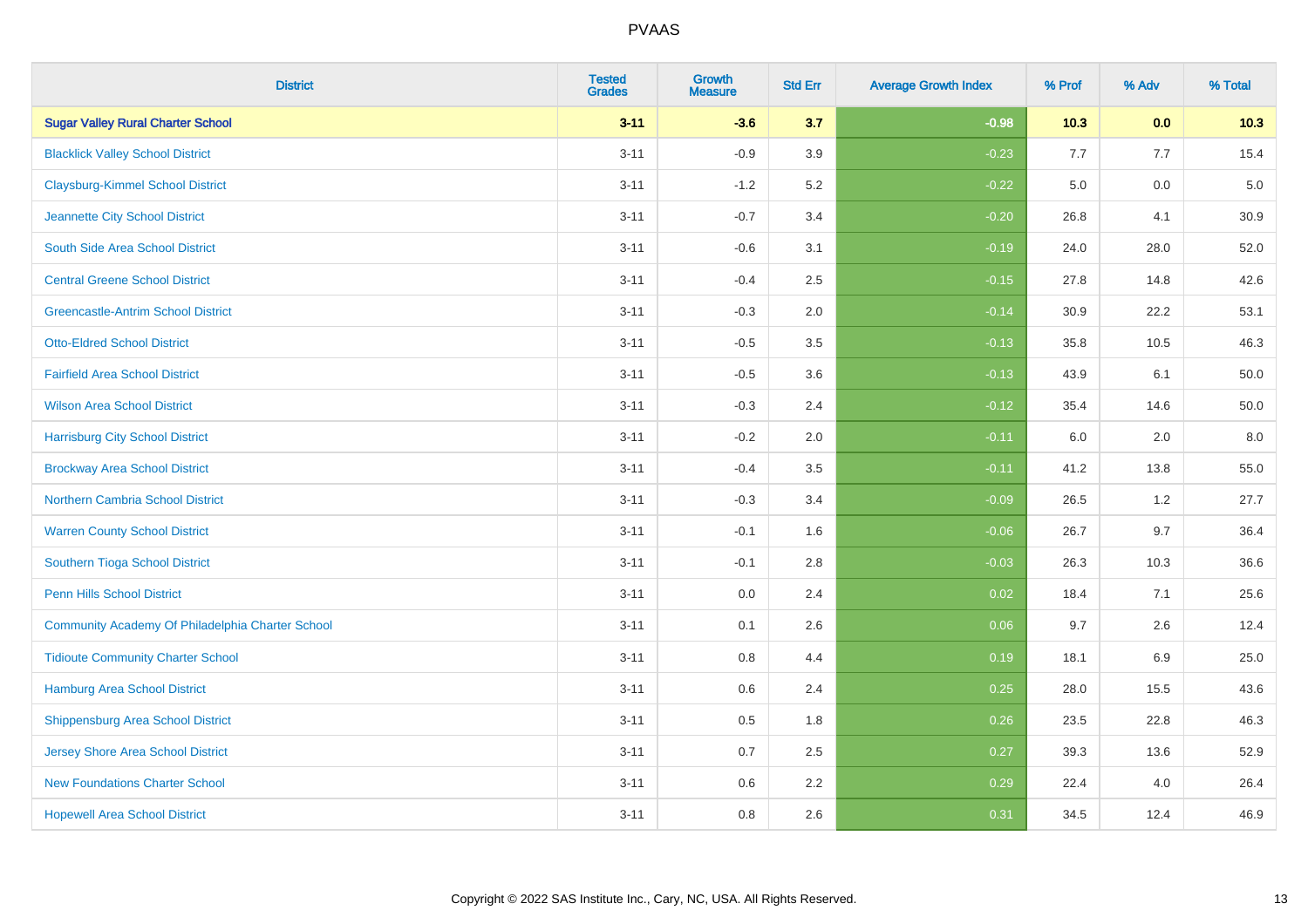| District | Tested Grades | Growth Measure | Std Err | Average Growth Index | % Prof | % Adv | % Total |
|---|---|---|---|---|---|---|---|
| **Sugar Valley Rural Charter School** | **3-11** | **-3.6** | **3.7** | **-0.98** | **10.3** | **0.0** | **10.3** |
| Blacklick Valley School District | 3-11 | -0.9 | 3.9 | -0.23 | 7.7 | 7.7 | 15.4 |
| Claysburg-Kimmel School District | 3-11 | -1.2 | 5.2 | -0.22 | 5.0 | 0.0 | 5.0 |
| Jeannette City School District | 3-11 | -0.7 | 3.4 | -0.20 | 26.8 | 4.1 | 30.9 |
| South Side Area School District | 3-11 | -0.6 | 3.1 | -0.19 | 24.0 | 28.0 | 52.0 |
| Central Greene School District | 3-11 | -0.4 | 2.5 | -0.15 | 27.8 | 14.8 | 42.6 |
| Greencastle-Antrim School District | 3-11 | -0.3 | 2.0 | -0.14 | 30.9 | 22.2 | 53.1 |
| Otto-Eldred School District | 3-11 | -0.5 | 3.5 | -0.13 | 35.8 | 10.5 | 46.3 |
| Fairfield Area School District | 3-11 | -0.5 | 3.6 | -0.13 | 43.9 | 6.1 | 50.0 |
| Wilson Area School District | 3-11 | -0.3 | 2.4 | -0.12 | 35.4 | 14.6 | 50.0 |
| Harrisburg City School District | 3-11 | -0.2 | 2.0 | -0.11 | 6.0 | 2.0 | 8.0 |
| Brockway Area School District | 3-11 | -0.4 | 3.5 | -0.11 | 41.2 | 13.8 | 55.0 |
| Northern Cambria School District | 3-11 | -0.3 | 3.4 | -0.09 | 26.5 | 1.2 | 27.7 |
| Warren County School District | 3-11 | -0.1 | 1.6 | -0.06 | 26.7 | 9.7 | 36.4 |
| Southern Tioga School District | 3-11 | -0.1 | 2.8 | -0.03 | 26.3 | 10.3 | 36.6 |
| Penn Hills School District | 3-11 | 0.0 | 2.4 | 0.02 | 18.4 | 7.1 | 25.6 |
| Community Academy Of Philadelphia Charter School | 3-11 | 0.1 | 2.6 | 0.06 | 9.7 | 2.6 | 12.4 |
| Tidioute Community Charter School | 3-11 | 0.8 | 4.4 | 0.19 | 18.1 | 6.9 | 25.0 |
| Hamburg Area School District | 3-11 | 0.6 | 2.4 | 0.25 | 28.0 | 15.5 | 43.6 |
| Shippensburg Area School District | 3-11 | 0.5 | 1.8 | 0.26 | 23.5 | 22.8 | 46.3 |
| Jersey Shore Area School District | 3-11 | 0.7 | 2.5 | 0.27 | 39.3 | 13.6 | 52.9 |
| New Foundations Charter School | 3-11 | 0.6 | 2.2 | 0.29 | 22.4 | 4.0 | 26.4 |
| Hopewell Area School District | 3-11 | 0.8 | 2.6 | 0.31 | 34.5 | 12.4 | 46.9 |

Copyright © 2022 SAS Institute Inc., Cary, NC, USA. All Rights Reserved.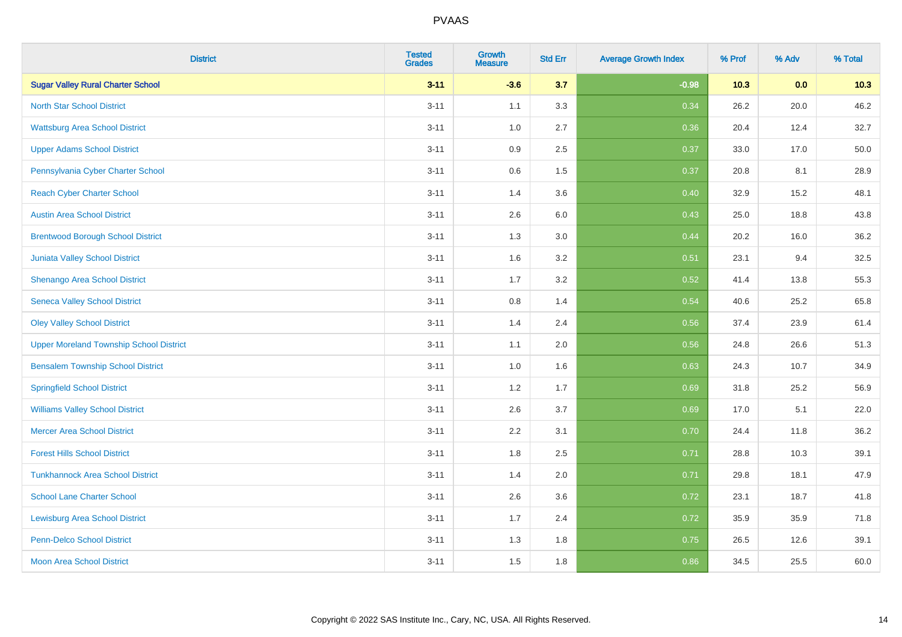| District | Tested Grades | Growth Measure | Std Err | Average Growth Index | % Prof | % Adv | % Total |
|---|---|---|---|---|---|---|---|
| **Sugar Valley Rural Charter School** | **3-11** | **-3.6** | **3.7** | **-0.98** | **10.3** | **0.0** | **10.3** |
| North Star School District | 3-11 | 1.1 | 3.3 | 0.34 | 26.2 | 20.0 | 46.2 |
| Wattsburg Area School District | 3-11 | 1.0 | 2.7 | 0.36 | 20.4 | 12.4 | 32.7 |
| Upper Adams School District | 3-11 | 0.9 | 2.5 | 0.37 | 33.0 | 17.0 | 50.0 |
| Pennsylvania Cyber Charter School | 3-11 | 0.6 | 1.5 | 0.37 | 20.8 | 8.1 | 28.9 |
| Reach Cyber Charter School | 3-11 | 1.4 | 3.6 | 0.40 | 32.9 | 15.2 | 48.1 |
| Austin Area School District | 3-11 | 2.6 | 6.0 | 0.43 | 25.0 | 18.8 | 43.8 |
| Brentwood Borough School District | 3-11 | 1.3 | 3.0 | 0.44 | 20.2 | 16.0 | 36.2 |
| Juniata Valley School District | 3-11 | 1.6 | 3.2 | 0.51 | 23.1 | 9.4 | 32.5 |
| Shenango Area School District | 3-11 | 1.7 | 3.2 | 0.52 | 41.4 | 13.8 | 55.3 |
| Seneca Valley School District | 3-11 | 0.8 | 1.4 | 0.54 | 40.6 | 25.2 | 65.8 |
| Oley Valley School District | 3-11 | 1.4 | 2.4 | 0.56 | 37.4 | 23.9 | 61.4 |
| Upper Moreland Township School District | 3-11 | 1.1 | 2.0 | 0.56 | 24.8 | 26.6 | 51.3 |
| Bensalem Township School District | 3-11 | 1.0 | 1.6 | 0.63 | 24.3 | 10.7 | 34.9 |
| Springfield School District | 3-11 | 1.2 | 1.7 | 0.69 | 31.8 | 25.2 | 56.9 |
| Williams Valley School District | 3-11 | 2.6 | 3.7 | 0.69 | 17.0 | 5.1 | 22.0 |
| Mercer Area School District | 3-11 | 2.2 | 3.1 | 0.70 | 24.4 | 11.8 | 36.2 |
| Forest Hills School District | 3-11 | 1.8 | 2.5 | 0.71 | 28.8 | 10.3 | 39.1 |
| Tunkhannock Area School District | 3-11 | 1.4 | 2.0 | 0.71 | 29.8 | 18.1 | 47.9 |
| School Lane Charter School | 3-11 | 2.6 | 3.6 | 0.72 | 23.1 | 18.7 | 41.8 |
| Lewisburg Area School District | 3-11 | 1.7 | 2.4 | 0.72 | 35.9 | 35.9 | 71.8 |
| Penn-Delco School District | 3-11 | 1.3 | 1.8 | 0.75 | 26.5 | 12.6 | 39.1 |
| Moon Area School District | 3-11 | 1.5 | 1.8 | 0.86 | 34.5 | 25.5 | 60.0 |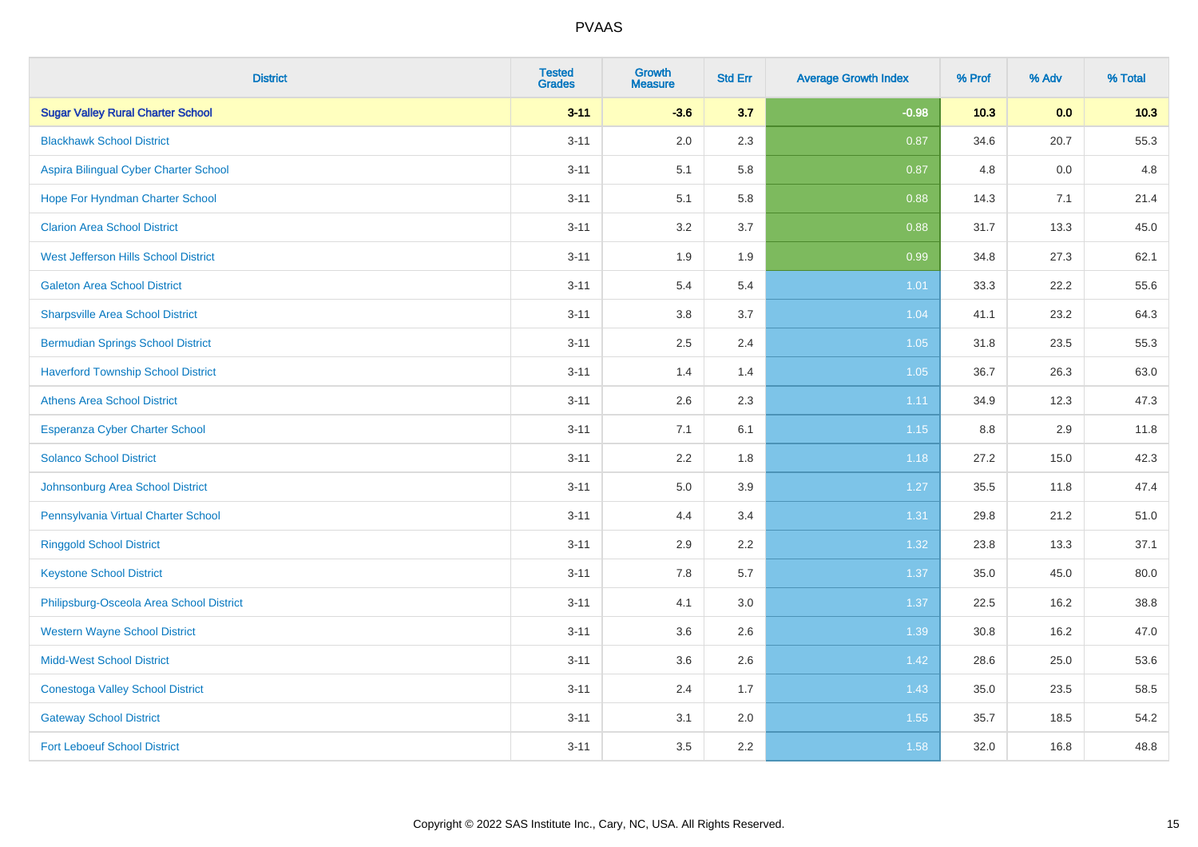# PVAAS

| District | Tested Grades | Growth Measure | Std Err | Average Growth Index | % Prof | % Adv | % Total |
|---|---|---|---|---|---|---|---|
| **Sugar Valley Rural Charter School** | **3-11** | **-3.6** | **3.7** | **-0.98** | **10.3** | **0.0** | **10.3** |
| Blackhawk School District | 3-11 | 2.0 | 2.3 | 0.87 | 34.6 | 20.7 | 55.3 |
| Aspira Bilingual Cyber Charter School | 3-11 | 5.1 | 5.8 | 0.87 | 4.8 | 0.0 | 4.8 |
| Hope For Hyndman Charter School | 3-11 | 5.1 | 5.8 | 0.88 | 14.3 | 7.1 | 21.4 |
| Clarion Area School District | 3-11 | 3.2 | 3.7 | 0.88 | 31.7 | 13.3 | 45.0 |
| West Jefferson Hills School District | 3-11 | 1.9 | 1.9 | 0.99 | 34.8 | 27.3 | 62.1 |
| Galeton Area School District | 3-11 | 5.4 | 5.4 | 1.01 | 33.3 | 22.2 | 55.6 |
| Sharpsville Area School District | 3-11 | 3.8 | 3.7 | 1.04 | 41.1 | 23.2 | 64.3 |
| Bermudian Springs School District | 3-11 | 2.5 | 2.4 | 1.05 | 31.8 | 23.5 | 55.3 |
| Haverford Township School District | 3-11 | 1.4 | 1.4 | 1.05 | 36.7 | 26.3 | 63.0 |
| Athens Area School District | 3-11 | 2.6 | 2.3 | 1.11 | 34.9 | 12.3 | 47.3 |
| Esperanza Cyber Charter School | 3-11 | 7.1 | 6.1 | 1.15 | 8.8 | 2.9 | 11.8 |
| Solanco School District | 3-11 | 2.2 | 1.8 | 1.18 | 27.2 | 15.0 | 42.3 |
| Johnsonburg Area School District | 3-11 | 5.0 | 3.9 | 1.27 | 35.5 | 11.8 | 47.4 |
| Pennsylvania Virtual Charter School | 3-11 | 4.4 | 3.4 | 1.31 | 29.8 | 21.2 | 51.0 |
| Ringgold School District | 3-11 | 2.9 | 2.2 | 1.32 | 23.8 | 13.3 | 37.1 |
| Keystone School District | 3-11 | 7.8 | 5.7 | 1.37 | 35.0 | 45.0 | 80.0 |
| Philipsburg-Osceola Area School District | 3-11 | 4.1 | 3.0 | 1.37 | 22.5 | 16.2 | 38.8 |
| Western Wayne School District | 3-11 | 3.6 | 2.6 | 1.39 | 30.8 | 16.2 | 47.0 |
| Midd-West School District | 3-11 | 3.6 | 2.6 | 1.42 | 28.6 | 25.0 | 53.6 |
| Conestoga Valley School District | 3-11 | 2.4 | 1.7 | 1.43 | 35.0 | 23.5 | 58.5 |
| Gateway School District | 3-11 | 3.1 | 2.0 | 1.55 | 35.7 | 18.5 | 54.2 |
| Fort Leboeuf School District | 3-11 | 3.5 | 2.2 | 1.58 | 32.0 | 16.8 | 48.8 |

Copyright © 2022 SAS Institute Inc., Cary, NC, USA. All Rights Reserved.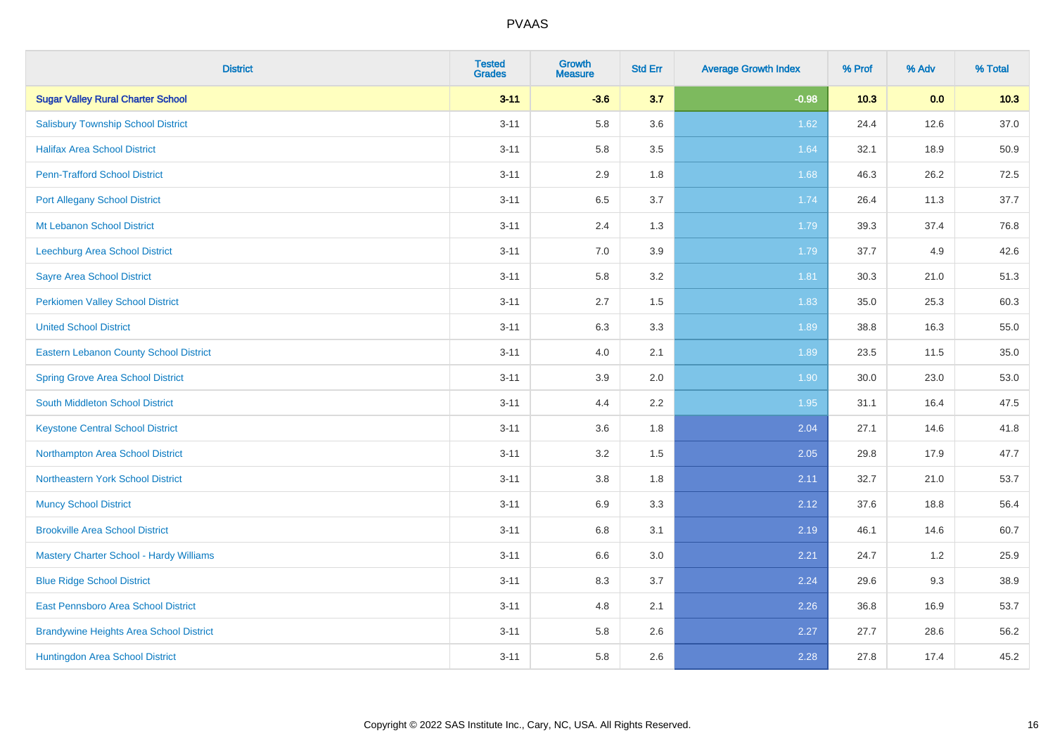| District | Tested Grades | Growth Measure | Std Err | Average Growth Index | % Prof | % Adv | % Total |
|---|---|---|---|---|---|---|---|
| **Sugar Valley Rural Charter School** | **3-11** | **-3.6** | **3.7** | **-0.98** | **10.3** | **0.0** | **10.3** |
| Salisbury Township School District | 3-11 | 5.8 | 3.6 | 1.62 | 24.4 | 12.6 | 37.0 |
| Halifax Area School District | 3-11 | 5.8 | 3.5 | 1.64 | 32.1 | 18.9 | 50.9 |
| Penn-Trafford School District | 3-11 | 2.9 | 1.8 | 1.68 | 46.3 | 26.2 | 72.5 |
| Port Allegany School District | 3-11 | 6.5 | 3.7 | 1.74 | 26.4 | 11.3 | 37.7 |
| Mt Lebanon School District | 3-11 | 2.4 | 1.3 | 1.79 | 39.3 | 37.4 | 76.8 |
| Leechburg Area School District | 3-11 | 7.0 | 3.9 | 1.79 | 37.7 | 4.9 | 42.6 |
| Sayre Area School District | 3-11 | 5.8 | 3.2 | 1.81 | 30.3 | 21.0 | 51.3 |
| Perkiomen Valley School District | 3-11 | 2.7 | 1.5 | 1.83 | 35.0 | 25.3 | 60.3 |
| United School District | 3-11 | 6.3 | 3.3 | 1.89 | 38.8 | 16.3 | 55.0 |
| Eastern Lebanon County School District | 3-11 | 4.0 | 2.1 | 1.89 | 23.5 | 11.5 | 35.0 |
| Spring Grove Area School District | 3-11 | 3.9 | 2.0 | 1.90 | 30.0 | 23.0 | 53.0 |
| South Middleton School District | 3-11 | 4.4 | 2.2 | 1.95 | 31.1 | 16.4 | 47.5 |
| Keystone Central School District | 3-11 | 3.6 | 1.8 | 2.04 | 27.1 | 14.6 | 41.8 |
| Northampton Area School District | 3-11 | 3.2 | 1.5 | 2.05 | 29.8 | 17.9 | 47.7 |
| Northeastern York School District | 3-11 | 3.8 | 1.8 | 2.11 | 32.7 | 21.0 | 53.7 |
| Muncy School District | 3-11 | 6.9 | 3.3 | 2.12 | 37.6 | 18.8 | 56.4 |
| Brookville Area School District | 3-11 | 6.8 | 3.1 | 2.19 | 46.1 | 14.6 | 60.7 |
| Mastery Charter School - Hardy Williams | 3-11 | 6.6 | 3.0 | 2.21 | 24.7 | 1.2 | 25.9 |
| Blue Ridge School District | 3-11 | 8.3 | 3.7 | 2.24 | 29.6 | 9.3 | 38.9 |
| East Pennsboro Area School District | 3-11 | 4.8 | 2.1 | 2.26 | 36.8 | 16.9 | 53.7 |
| Brandywine Heights Area School District | 3-11 | 5.8 | 2.6 | 2.27 | 27.7 | 28.6 | 56.2 |
| Huntingdon Area School District | 3-11 | 5.8 | 2.6 | 2.28 | 27.8 | 17.4 | 45.2 |

Copyright © 2022 SAS Institute Inc., Cary, NC, USA. All Rights Reserved.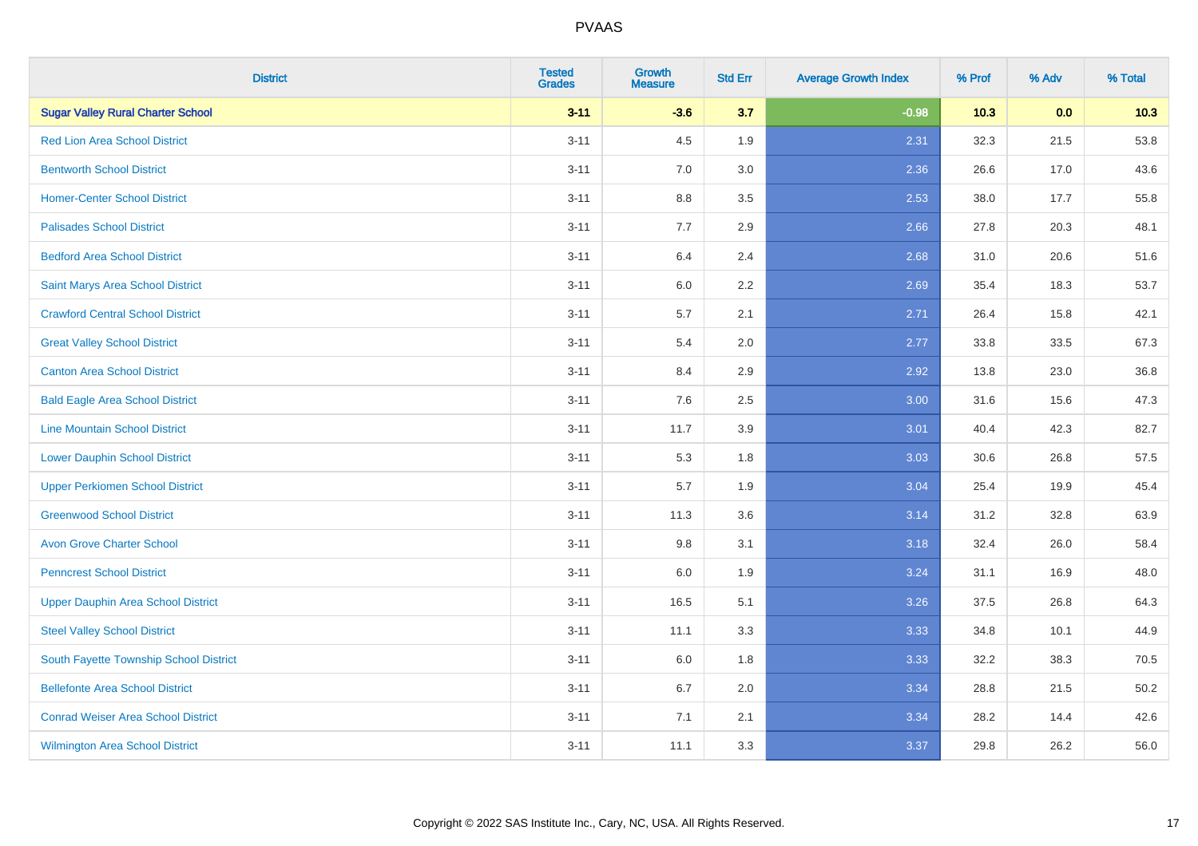# PVAAS

| District | Tested Grades | Growth Measure | Std Err | Average Growth Index | % Prof | % Adv | % Total |
|---|---|---|---|---|---|---|---|
| **Sugar Valley Rural Charter School** | **3-11** | **-3.6** | **3.7** | **-0.98** | **10.3** | **0.0** | **10.3** |
| Red Lion Area School District | 3-11 | 4.5 | 1.9 | 2.31 | 32.3 | 21.5 | 53.8 |
| Bentworth School District | 3-11 | 7.0 | 3.0 | 2.36 | 26.6 | 17.0 | 43.6 |
| Homer-Center School District | 3-11 | 8.8 | 3.5 | 2.53 | 38.0 | 17.7 | 55.8 |
| Palisades School District | 3-11 | 7.7 | 2.9 | 2.66 | 27.8 | 20.3 | 48.1 |
| Bedford Area School District | 3-11 | 6.4 | 2.4 | 2.68 | 31.0 | 20.6 | 51.6 |
| Saint Marys Area School District | 3-11 | 6.0 | 2.2 | 2.69 | 35.4 | 18.3 | 53.7 |
| Crawford Central School District | 3-11 | 5.7 | 2.1 | 2.71 | 26.4 | 15.8 | 42.1 |
| Great Valley School District | 3-11 | 5.4 | 2.0 | 2.77 | 33.8 | 33.5 | 67.3 |
| Canton Area School District | 3-11 | 8.4 | 2.9 | 2.92 | 13.8 | 23.0 | 36.8 |
| Bald Eagle Area School District | 3-11 | 7.6 | 2.5 | 3.00 | 31.6 | 15.6 | 47.3 |
| Line Mountain School District | 3-11 | 11.7 | 3.9 | 3.01 | 40.4 | 42.3 | 82.7 |
| Lower Dauphin School District | 3-11 | 5.3 | 1.8 | 3.03 | 30.6 | 26.8 | 57.5 |
| Upper Perkiomen School District | 3-11 | 5.7 | 1.9 | 3.04 | 25.4 | 19.9 | 45.4 |
| Greenwood School District | 3-11 | 11.3 | 3.6 | 3.14 | 31.2 | 32.8 | 63.9 |
| Avon Grove Charter School | 3-11 | 9.8 | 3.1 | 3.18 | 32.4 | 26.0 | 58.4 |
| Penncrest School District | 3-11 | 6.0 | 1.9 | 3.24 | 31.1 | 16.9 | 48.0 |
| Upper Dauphin Area School District | 3-11 | 16.5 | 5.1 | 3.26 | 37.5 | 26.8 | 64.3 |
| Steel Valley School District | 3-11 | 11.1 | 3.3 | 3.33 | 34.8 | 10.1 | 44.9 |
| South Fayette Township School District | 3-11 | 6.0 | 1.8 | 3.33 | 32.2 | 38.3 | 70.5 |
| Bellefonte Area School District | 3-11 | 6.7 | 2.0 | 3.34 | 28.8 | 21.5 | 50.2 |
| Conrad Weiser Area School District | 3-11 | 7.1 | 2.1 | 3.34 | 28.2 | 14.4 | 42.6 |
| Wilmington Area School District | 3-11 | 11.1 | 3.3 | 3.37 | 29.8 | 26.2 | 56.0 |

Copyright © 2022 SAS Institute Inc., Cary, NC, USA. All Rights Reserved.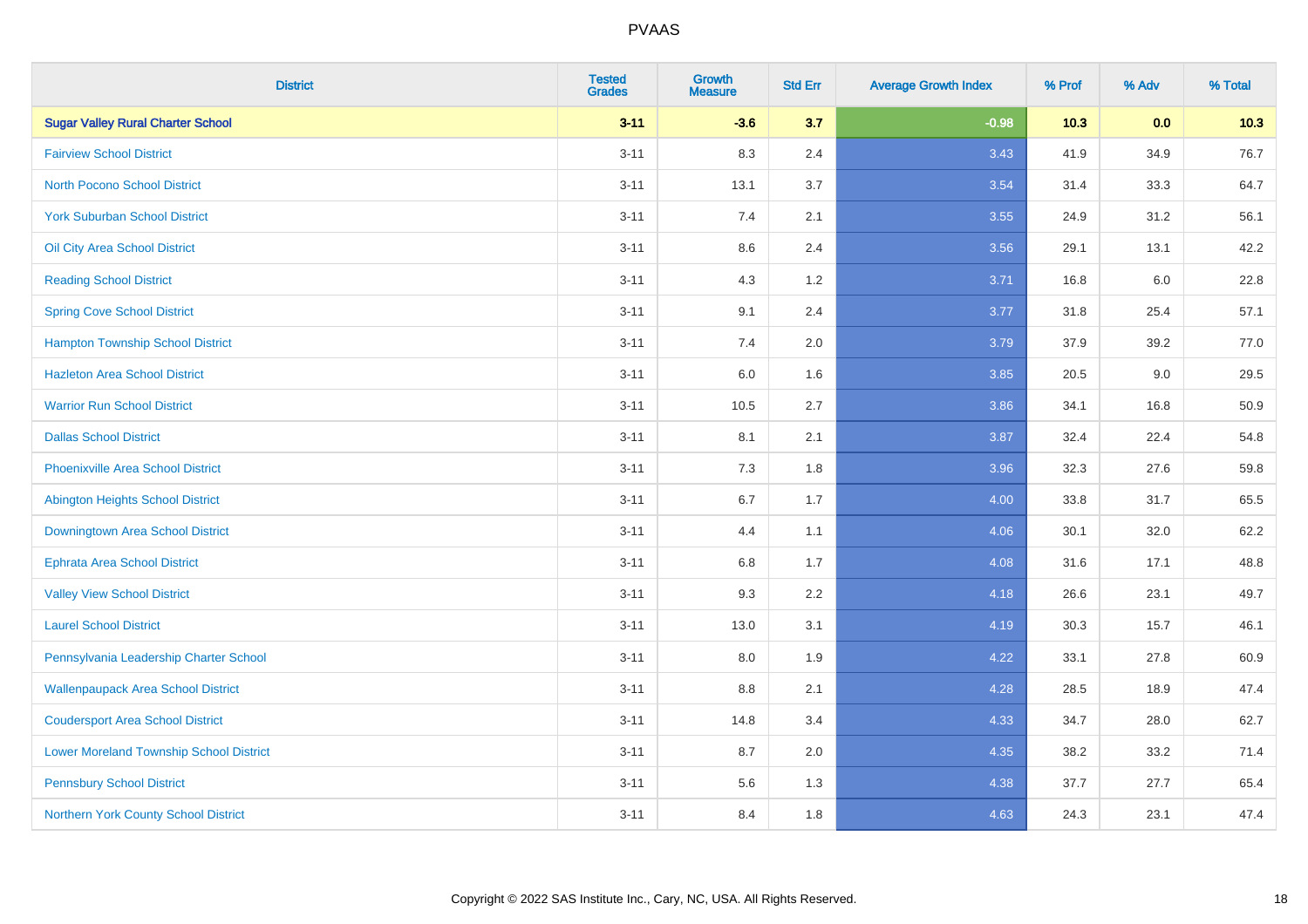# PVAAS

| District | Tested Grades | Growth Measure | Std Err | Average Growth Index | % Prof | % Adv | % Total |
|---|---|---|---|---|---|---|---|
| **Sugar Valley Rural Charter School** | **3-11** | **-3.6** | **3.7** | **-0.98** | **10.3** | **0.0** | **10.3** |
| Fairview School District | 3-11 | 8.3 | 2.4 | 3.43 | 41.9 | 34.9 | 76.7 |
| North Pocono School District | 3-11 | 13.1 | 3.7 | 3.54 | 31.4 | 33.3 | 64.7 |
| York Suburban School District | 3-11 | 7.4 | 2.1 | 3.55 | 24.9 | 31.2 | 56.1 |
| Oil City Area School District | 3-11 | 8.6 | 2.4 | 3.56 | 29.1 | 13.1 | 42.2 |
| Reading School District | 3-11 | 4.3 | 1.2 | 3.71 | 16.8 | 6.0 | 22.8 |
| Spring Cove School District | 3-11 | 9.1 | 2.4 | 3.77 | 31.8 | 25.4 | 57.1 |
| Hampton Township School District | 3-11 | 7.4 | 2.0 | 3.79 | 37.9 | 39.2 | 77.0 |
| Hazleton Area School District | 3-11 | 6.0 | 1.6 | 3.85 | 20.5 | 9.0 | 29.5 |
| Warrior Run School District | 3-11 | 10.5 | 2.7 | 3.86 | 34.1 | 16.8 | 50.9 |
| Dallas School District | 3-11 | 8.1 | 2.1 | 3.87 | 32.4 | 22.4 | 54.8 |
| Phoenixville Area School District | 3-11 | 7.3 | 1.8 | 3.96 | 32.3 | 27.6 | 59.8 |
| Abington Heights School District | 3-11 | 6.7 | 1.7 | 4.00 | 33.8 | 31.7 | 65.5 |
| Downingtown Area School District | 3-11 | 4.4 | 1.1 | 4.06 | 30.1 | 32.0 | 62.2 |
| Ephrata Area School District | 3-11 | 6.8 | 1.7 | 4.08 | 31.6 | 17.1 | 48.8 |
| Valley View School District | 3-11 | 9.3 | 2.2 | 4.18 | 26.6 | 23.1 | 49.7 |
| Laurel School District | 3-11 | 13.0 | 3.1 | 4.19 | 30.3 | 15.7 | 46.1 |
| Pennsylvania Leadership Charter School | 3-11 | 8.0 | 1.9 | 4.22 | 33.1 | 27.8 | 60.9 |
| Wallenpaupack Area School District | 3-11 | 8.8 | 2.1 | 4.28 | 28.5 | 18.9 | 47.4 |
| Coudersport Area School District | 3-11 | 14.8 | 3.4 | 4.33 | 34.7 | 28.0 | 62.7 |
| Lower Moreland Township School District | 3-11 | 8.7 | 2.0 | 4.35 | 38.2 | 33.2 | 71.4 |
| Pennsbury School District | 3-11 | 5.6 | 1.3 | 4.38 | 37.7 | 27.7 | 65.4 |
| Northern York County School District | 3-11 | 8.4 | 1.8 | 4.63 | 24.3 | 23.1 | 47.4 |

Copyright © 2022 SAS Institute Inc., Cary, NC, USA. All Rights Reserved.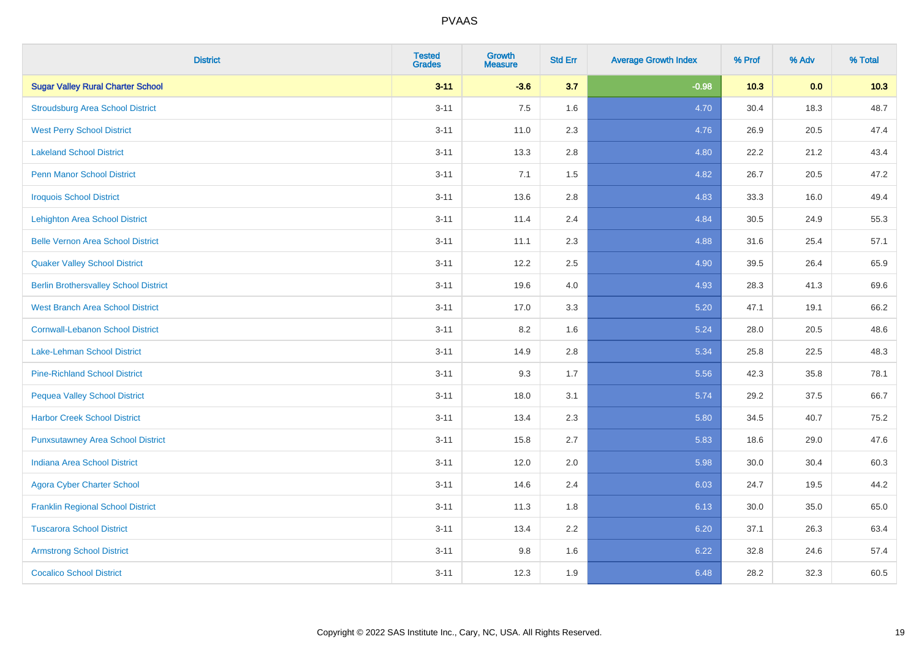| District | Tested Grades | Growth Measure | Std Err | Average Growth Index | % Prof | % Adv | % Total |
|---|---|---|---|---|---|---|---|
| **Sugar Valley Rural Charter School** | **3-11** | **-3.6** | **3.7** | **-0.98** | **10.3** | **0.0** | **10.3** |
| Stroudsburg Area School District | 3-11 | 7.5 | 1.6 | 4.70 | 30.4 | 18.3 | 48.7 |
| West Perry School District | 3-11 | 11.0 | 2.3 | 4.76 | 26.9 | 20.5 | 47.4 |
| Lakeland School District | 3-11 | 13.3 | 2.8 | 4.80 | 22.2 | 21.2 | 43.4 |
| Penn Manor School District | 3-11 | 7.1 | 1.5 | 4.82 | 26.7 | 20.5 | 47.2 |
| Iroquois School District | 3-11 | 13.6 | 2.8 | 4.83 | 33.3 | 16.0 | 49.4 |
| Lehighton Area School District | 3-11 | 11.4 | 2.4 | 4.84 | 30.5 | 24.9 | 55.3 |
| Belle Vernon Area School District | 3-11 | 11.1 | 2.3 | 4.88 | 31.6 | 25.4 | 57.1 |
| Quaker Valley School District | 3-11 | 12.2 | 2.5 | 4.90 | 39.5 | 26.4 | 65.9 |
| Berlin Brothersvalley School District | 3-11 | 19.6 | 4.0 | 4.93 | 28.3 | 41.3 | 69.6 |
| West Branch Area School District | 3-11 | 17.0 | 3.3 | 5.20 | 47.1 | 19.1 | 66.2 |
| Cornwall-Lebanon School District | 3-11 | 8.2 | 1.6 | 5.24 | 28.0 | 20.5 | 48.6 |
| Lake-Lehman School District | 3-11 | 14.9 | 2.8 | 5.34 | 25.8 | 22.5 | 48.3 |
| Pine-Richland School District | 3-11 | 9.3 | 1.7 | 5.56 | 42.3 | 35.8 | 78.1 |
| Pequea Valley School District | 3-11 | 18.0 | 3.1 | 5.74 | 29.2 | 37.5 | 66.7 |
| Harbor Creek School District | 3-11 | 13.4 | 2.3 | 5.80 | 34.5 | 40.7 | 75.2 |
| Punxsutawney Area School District | 3-11 | 15.8 | 2.7 | 5.83 | 18.6 | 29.0 | 47.6 |
| Indiana Area School District | 3-11 | 12.0 | 2.0 | 5.98 | 30.0 | 30.4 | 60.3 |
| Agora Cyber Charter School | 3-11 | 14.6 | 2.4 | 6.03 | 24.7 | 19.5 | 44.2 |
| Franklin Regional School District | 3-11 | 11.3 | 1.8 | 6.13 | 30.0 | 35.0 | 65.0 |
| Tuscarora School District | 3-11 | 13.4 | 2.2 | 6.20 | 37.1 | 26.3 | 63.4 |
| Armstrong School District | 3-11 | 9.8 | 1.6 | 6.22 | 32.8 | 24.6 | 57.4 |
| Cocalico School District | 3-11 | 12.3 | 1.9 | 6.48 | 28.2 | 32.3 | 60.5 |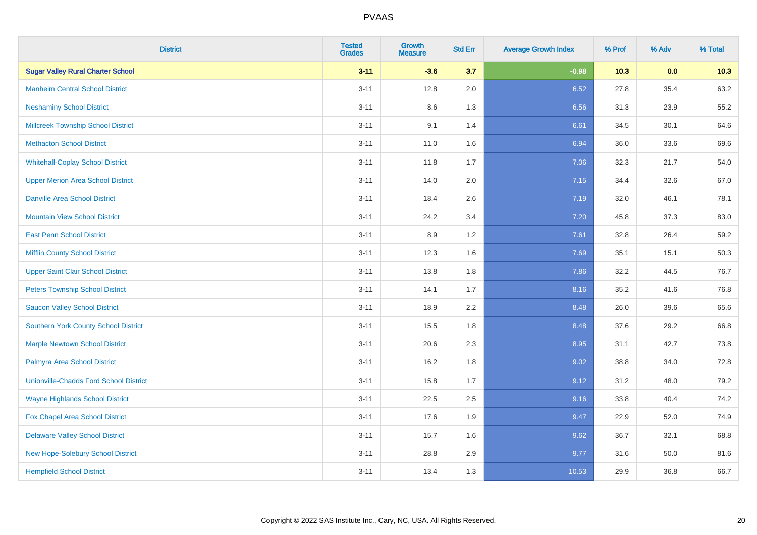# PVAAS

| District | Tested Grades | Growth Measure | Std Err | Average Growth Index | % Prof | % Adv | % Total |
|---|---|---|---|---|---|---|---|
| **Sugar Valley Rural Charter School** | **3-11** | **-3.6** | **3.7** | **-0.98** | **10.3** | **0.0** | **10.3** |
| Manheim Central School District | 3-11 | 12.8 | 2.0 | 6.52 | 27.8 | 35.4 | 63.2 |
| Neshaminy School District | 3-11 | 8.6 | 1.3 | 6.56 | 31.3 | 23.9 | 55.2 |
| Millcreek Township School District | 3-11 | 9.1 | 1.4 | 6.61 | 34.5 | 30.1 | 64.6 |
| Methacton School District | 3-11 | 11.0 | 1.6 | 6.94 | 36.0 | 33.6 | 69.6 |
| Whitehall-Coplay School District | 3-11 | 11.8 | 1.7 | 7.06 | 32.3 | 21.7 | 54.0 |
| Upper Merion Area School District | 3-11 | 14.0 | 2.0 | 7.15 | 34.4 | 32.6 | 67.0 |
| Danville Area School District | 3-11 | 18.4 | 2.6 | 7.19 | 32.0 | 46.1 | 78.1 |
| Mountain View School District | 3-11 | 24.2 | 3.4 | 7.20 | 45.8 | 37.3 | 83.0 |
| East Penn School District | 3-11 | 8.9 | 1.2 | 7.61 | 32.8 | 26.4 | 59.2 |
| Mifflin County School District | 3-11 | 12.3 | 1.6 | 7.69 | 35.1 | 15.1 | 50.3 |
| Upper Saint Clair School District | 3-11 | 13.8 | 1.8 | 7.86 | 32.2 | 44.5 | 76.7 |
| Peters Township School District | 3-11 | 14.1 | 1.7 | 8.16 | 35.2 | 41.6 | 76.8 |
| Saucon Valley School District | 3-11 | 18.9 | 2.2 | 8.48 | 26.0 | 39.6 | 65.6 |
| Southern York County School District | 3-11 | 15.5 | 1.8 | 8.48 | 37.6 | 29.2 | 66.8 |
| Marple Newtown School District | 3-11 | 20.6 | 2.3 | 8.95 | 31.1 | 42.7 | 73.8 |
| Palmyra Area School District | 3-11 | 16.2 | 1.8 | 9.02 | 38.8 | 34.0 | 72.8 |
| Unionville-Chadds Ford School District | 3-11 | 15.8 | 1.7 | 9.12 | 31.2 | 48.0 | 79.2 |
| Wayne Highlands School District | 3-11 | 22.5 | 2.5 | 9.16 | 33.8 | 40.4 | 74.2 |
| Fox Chapel Area School District | 3-11 | 17.6 | 1.9 | 9.47 | 22.9 | 52.0 | 74.9 |
| Delaware Valley School District | 3-11 | 15.7 | 1.6 | 9.62 | 36.7 | 32.1 | 68.8 |
| New Hope-Solebury School District | 3-11 | 28.8 | 2.9 | 9.77 | 31.6 | 50.0 | 81.6 |
| Hempfield School District | 3-11 | 13.4 | 1.3 | 10.53 | 29.9 | 36.8 | 66.7 |

Copyright © 2022 SAS Institute Inc., Cary, NC, USA. All Rights Reserved.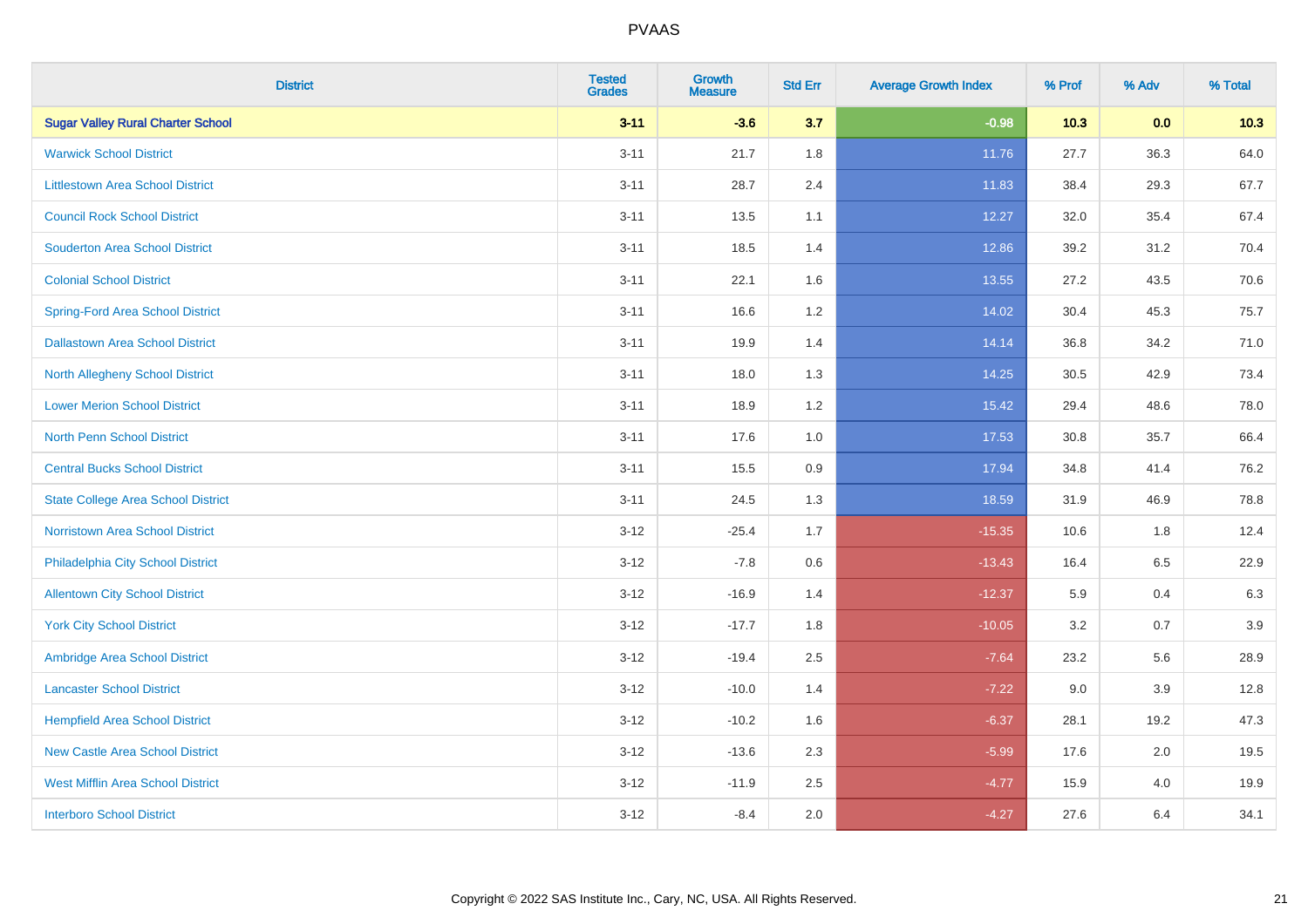| District | Tested Grades | Growth Measure | Std Err | Average Growth Index | % Prof | % Adv | % Total |
|---|---|---|---|---|---|---|---|
| **Sugar Valley Rural Charter School** | **3-11** | **-3.6** | **3.7** | **-0.98** | **10.3** | **0.0** | **10.3** |
| Warwick School District | 3-11 | 21.7 | 1.8 | 11.76 | 27.7 | 36.3 | 64.0 |
| Littlestown Area School District | 3-11 | 28.7 | 2.4 | 11.83 | 38.4 | 29.3 | 67.7 |
| Council Rock School District | 3-11 | 13.5 | 1.1 | 12.27 | 32.0 | 35.4 | 67.4 |
| Souderton Area School District | 3-11 | 18.5 | 1.4 | 12.86 | 39.2 | 31.2 | 70.4 |
| Colonial School District | 3-11 | 22.1 | 1.6 | 13.55 | 27.2 | 43.5 | 70.6 |
| Spring-Ford Area School District | 3-11 | 16.6 | 1.2 | 14.02 | 30.4 | 45.3 | 75.7 |
| Dallastown Area School District | 3-11 | 19.9 | 1.4 | 14.14 | 36.8 | 34.2 | 71.0 |
| North Allegheny School District | 3-11 | 18.0 | 1.3 | 14.25 | 30.5 | 42.9 | 73.4 |
| Lower Merion School District | 3-11 | 18.9 | 1.2 | 15.42 | 29.4 | 48.6 | 78.0 |
| North Penn School District | 3-11 | 17.6 | 1.0 | 17.53 | 30.8 | 35.7 | 66.4 |
| Central Bucks School District | 3-11 | 15.5 | 0.9 | 17.94 | 34.8 | 41.4 | 76.2 |
| State College Area School District | 3-11 | 24.5 | 1.3 | 18.59 | 31.9 | 46.9 | 78.8 |
| Norristown Area School District | 3-12 | -25.4 | 1.7 | -15.35 | 10.6 | 1.8 | 12.4 |
| Philadelphia City School District | 3-12 | -7.8 | 0.6 | -13.43 | 16.4 | 6.5 | 22.9 |
| Allentown City School District | 3-12 | -16.9 | 1.4 | -12.37 | 5.9 | 0.4 | 6.3 |
| York City School District | 3-12 | -17.7 | 1.8 | -10.05 | 3.2 | 0.7 | 3.9 |
| Ambridge Area School District | 3-12 | -19.4 | 2.5 | -7.64 | 23.2 | 5.6 | 28.9 |
| Lancaster School District | 3-12 | -10.0 | 1.4 | -7.22 | 9.0 | 3.9 | 12.8 |
| Hempfield Area School District | 3-12 | -10.2 | 1.6 | -6.37 | 28.1 | 19.2 | 47.3 |
| New Castle Area School District | 3-12 | -13.6 | 2.3 | -5.99 | 17.6 | 2.0 | 19.5 |
| West Mifflin Area School District | 3-12 | -11.9 | 2.5 | -4.77 | 15.9 | 4.0 | 19.9 |
| Interboro School District | 3-12 | -8.4 | 2.0 | -4.27 | 27.6 | 6.4 | 34.1 |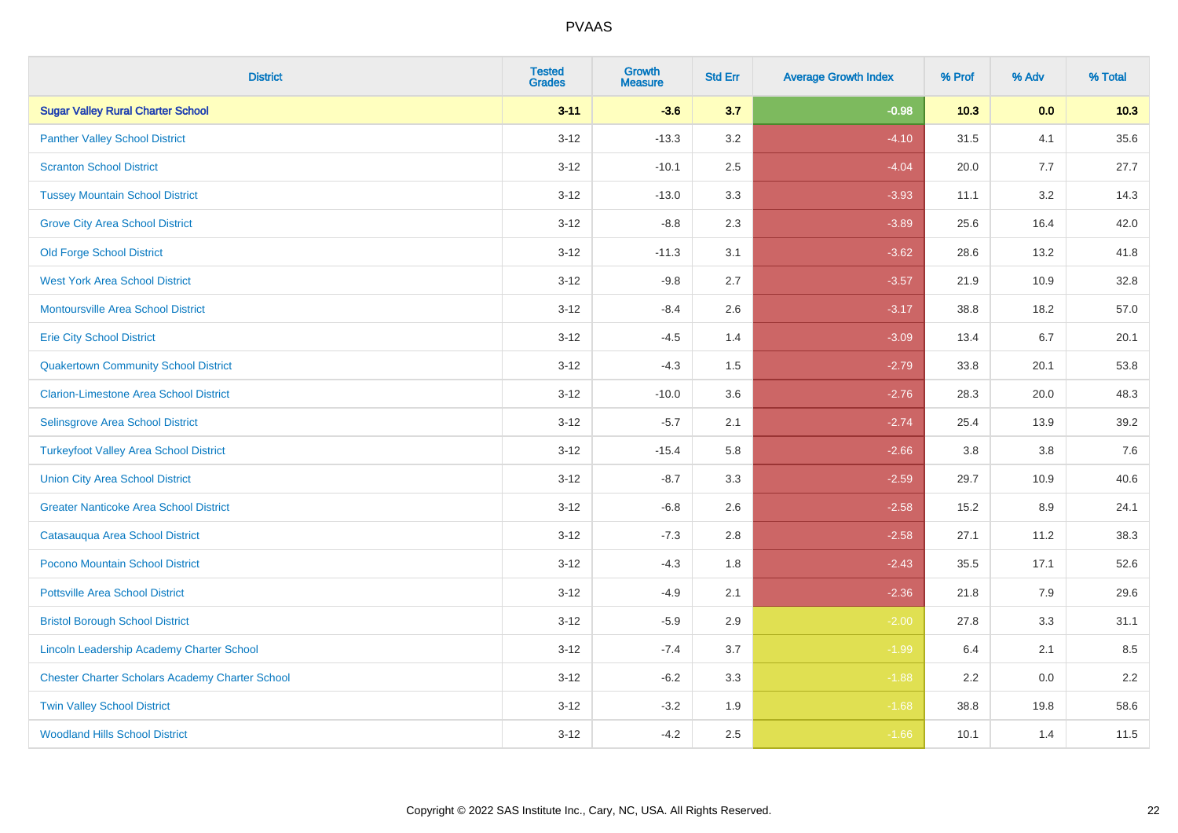# PVAAS

| District | Tested Grades | Growth Measure | Std Err | Average Growth Index | % Prof | % Adv | % Total |
|---|---|---|---|---|---|---|---|
| **Sugar Valley Rural Charter School** | **3-11** | **-3.6** | **3.7** | **-0.98** | **10.3** | **0.0** | **10.3** |
| Panther Valley School District | 3-12 | -13.3 | 3.2 | -4.10 | 31.5 | 4.1 | 35.6 |
| Scranton School District | 3-12 | -10.1 | 2.5 | -4.04 | 20.0 | 7.7 | 27.7 |
| Tussey Mountain School District | 3-12 | -13.0 | 3.3 | -3.93 | 11.1 | 3.2 | 14.3 |
| Grove City Area School District | 3-12 | -8.8 | 2.3 | -3.89 | 25.6 | 16.4 | 42.0 |
| Old Forge School District | 3-12 | -11.3 | 3.1 | -3.62 | 28.6 | 13.2 | 41.8 |
| West York Area School District | 3-12 | -9.8 | 2.7 | -3.57 | 21.9 | 10.9 | 32.8 |
| Montoursville Area School District | 3-12 | -8.4 | 2.6 | -3.17 | 38.8 | 18.2 | 57.0 |
| Erie City School District | 3-12 | -4.5 | 1.4 | -3.09 | 13.4 | 6.7 | 20.1 |
| Quakertown Community School District | 3-12 | -4.3 | 1.5 | -2.79 | 33.8 | 20.1 | 53.8 |
| Clarion-Limestone Area School District | 3-12 | -10.0 | 3.6 | -2.76 | 28.3 | 20.0 | 48.3 |
| Selinsgrove Area School District | 3-12 | -5.7 | 2.1 | -2.74 | 25.4 | 13.9 | 39.2 |
| Turkeyfoot Valley Area School District | 3-12 | -15.4 | 5.8 | -2.66 | 3.8 | 3.8 | 7.6 |
| Union City Area School District | 3-12 | -8.7 | 3.3 | -2.59 | 29.7 | 10.9 | 40.6 |
| Greater Nanticoke Area School District | 3-12 | -6.8 | 2.6 | -2.58 | 15.2 | 8.9 | 24.1 |
| Catasauqua Area School District | 3-12 | -7.3 | 2.8 | -2.58 | 27.1 | 11.2 | 38.3 |
| Pocono Mountain School District | 3-12 | -4.3 | 1.8 | -2.43 | 35.5 | 17.1 | 52.6 |
| Pottsville Area School District | 3-12 | -4.9 | 2.1 | -2.36 | 21.8 | 7.9 | 29.6 |
| Bristol Borough School District | 3-12 | -5.9 | 2.9 | -2.00 | 27.8 | 3.3 | 31.1 |
| Lincoln Leadership Academy Charter School | 3-12 | -7.4 | 3.7 | -1.99 | 6.4 | 2.1 | 8.5 |
| Chester Charter Scholars Academy Charter School | 3-12 | -6.2 | 3.3 | -1.88 | 2.2 | 0.0 | 2.2 |
| Twin Valley School District | 3-12 | -3.2 | 1.9 | -1.68 | 38.8 | 19.8 | 58.6 |
| Woodland Hills School District | 3-12 | -4.2 | 2.5 | -1.66 | 10.1 | 1.4 | 11.5 |

Copyright © 2022 SAS Institute Inc., Cary, NC, USA. All Rights Reserved.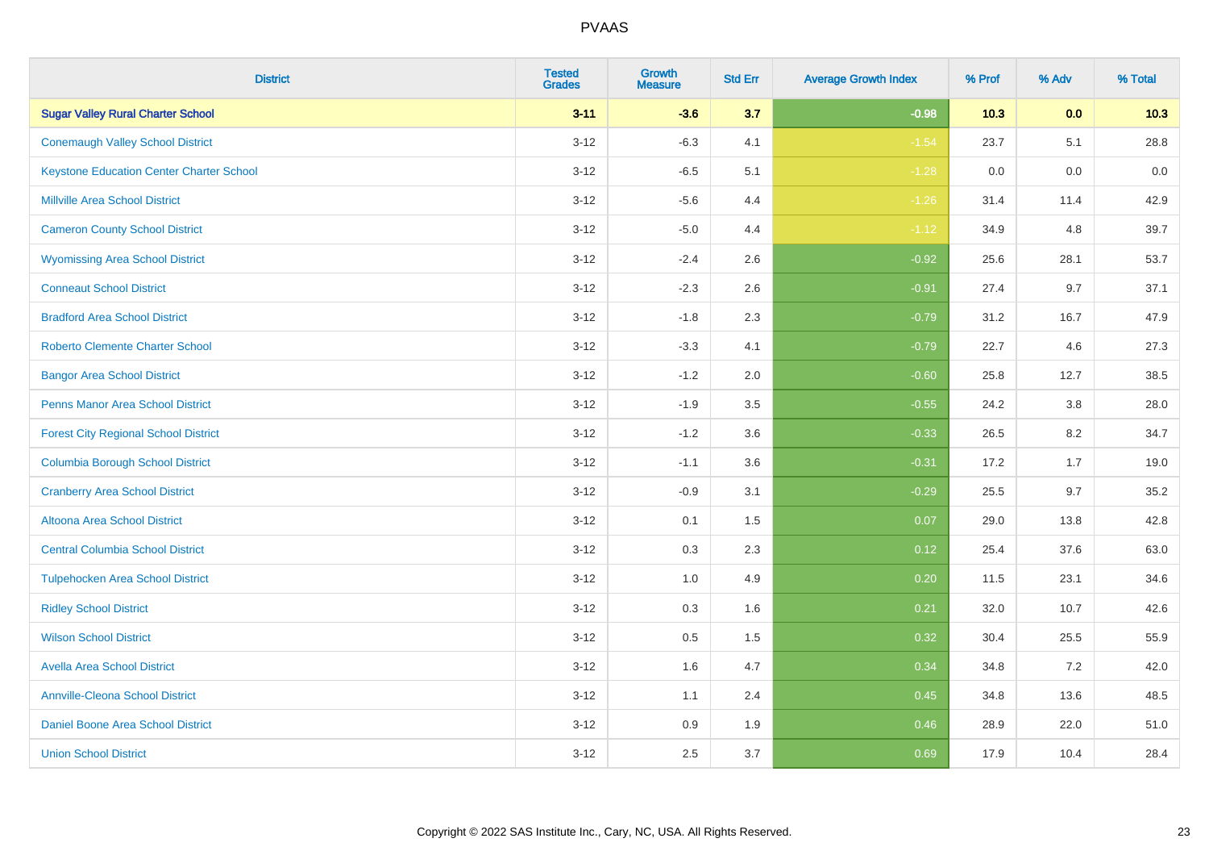| District | Tested Grades | Growth Measure | Std Err | Average Growth Index | % Prof | % Adv | % Total |
|---|---|---|---|---|---|---|---|
| **Sugar Valley Rural Charter School** | **3-11** | **-3.6** | **3.7** | **-0.98** | **10.3** | **0.0** | **10.3** |
| Conemaugh Valley School District | 3-12 | -6.3 | 4.1 | -1.54 | 23.7 | 5.1 | 28.8 |
| Keystone Education Center Charter School | 3-12 | -6.5 | 5.1 | -1.28 | 0.0 | 0.0 | 0.0 |
| Millville Area School District | 3-12 | -5.6 | 4.4 | -1.26 | 31.4 | 11.4 | 42.9 |
| Cameron County School District | 3-12 | -5.0 | 4.4 | -1.12 | 34.9 | 4.8 | 39.7 |
| Wyomissing Area School District | 3-12 | -2.4 | 2.6 | -0.92 | 25.6 | 28.1 | 53.7 |
| Conneaut School District | 3-12 | -2.3 | 2.6 | -0.91 | 27.4 | 9.7 | 37.1 |
| Bradford Area School District | 3-12 | -1.8 | 2.3 | -0.79 | 31.2 | 16.7 | 47.9 |
| Roberto Clemente Charter School | 3-12 | -3.3 | 4.1 | -0.79 | 22.7 | 4.6 | 27.3 |
| Bangor Area School District | 3-12 | -1.2 | 2.0 | -0.60 | 25.8 | 12.7 | 38.5 |
| Penns Manor Area School District | 3-12 | -1.9 | 3.5 | -0.55 | 24.2 | 3.8 | 28.0 |
| Forest City Regional School District | 3-12 | -1.2 | 3.6 | -0.33 | 26.5 | 8.2 | 34.7 |
| Columbia Borough School District | 3-12 | -1.1 | 3.6 | -0.31 | 17.2 | 1.7 | 19.0 |
| Cranberry Area School District | 3-12 | -0.9 | 3.1 | -0.29 | 25.5 | 9.7 | 35.2 |
| Altoona Area School District | 3-12 | 0.1 | 1.5 | 0.07 | 29.0 | 13.8 | 42.8 |
| Central Columbia School District | 3-12 | 0.3 | 2.3 | 0.12 | 25.4 | 37.6 | 63.0 |
| Tulpehocken Area School District | 3-12 | 1.0 | 4.9 | 0.20 | 11.5 | 23.1 | 34.6 |
| Ridley School District | 3-12 | 0.3 | 1.6 | 0.21 | 32.0 | 10.7 | 42.6 |
| Wilson School District | 3-12 | 0.5 | 1.5 | 0.32 | 30.4 | 25.5 | 55.9 |
| Avella Area School District | 3-12 | 1.6 | 4.7 | 0.34 | 34.8 | 7.2 | 42.0 |
| Annville-Cleona School District | 3-12 | 1.1 | 2.4 | 0.45 | 34.8 | 13.6 | 48.5 |
| Daniel Boone Area School District | 3-12 | 0.9 | 1.9 | 0.46 | 28.9 | 22.0 | 51.0 |
| Union School District | 3-12 | 2.5 | 3.7 | 0.69 | 17.9 | 10.4 | 28.4 |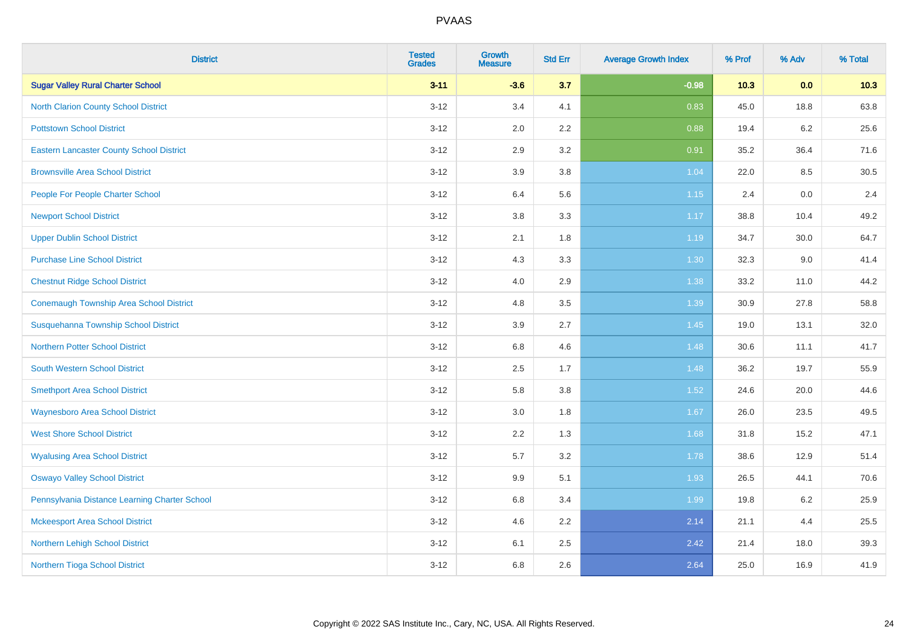| District | Tested Grades | Growth Measure | Std Err | Average Growth Index | % Prof | % Adv | % Total |
|---|---|---|---|---|---|---|---|
| **Sugar Valley Rural Charter School** | **3-11** | **-3.6** | **3.7** | **-0.98** | **10.3** | **0.0** | **10.3** |
| North Clarion County School District | 3-12 | 3.4 | 4.1 | 0.83 | 45.0 | 18.8 | 63.8 |
| Pottstown School District | 3-12 | 2.0 | 2.2 | 0.88 | 19.4 | 6.2 | 25.6 |
| Eastern Lancaster County School District | 3-12 | 2.9 | 3.2 | 0.91 | 35.2 | 36.4 | 71.6 |
| Brownsville Area School District | 3-12 | 3.9 | 3.8 | 1.04 | 22.0 | 8.5 | 30.5 |
| People For People Charter School | 3-12 | 6.4 | 5.6 | 1.15 | 2.4 | 0.0 | 2.4 |
| Newport School District | 3-12 | 3.8 | 3.3 | 1.17 | 38.8 | 10.4 | 49.2 |
| Upper Dublin School District | 3-12 | 2.1 | 1.8 | 1.19 | 34.7 | 30.0 | 64.7 |
| Purchase Line School District | 3-12 | 4.3 | 3.3 | 1.30 | 32.3 | 9.0 | 41.4 |
| Chestnut Ridge School District | 3-12 | 4.0 | 2.9 | 1.38 | 33.2 | 11.0 | 44.2 |
| Conemaugh Township Area School District | 3-12 | 4.8 | 3.5 | 1.39 | 30.9 | 27.8 | 58.8 |
| Susquehanna Township School District | 3-12 | 3.9 | 2.7 | 1.45 | 19.0 | 13.1 | 32.0 |
| Northern Potter School District | 3-12 | 6.8 | 4.6 | 1.48 | 30.6 | 11.1 | 41.7 |
| South Western School District | 3-12 | 2.5 | 1.7 | 1.48 | 36.2 | 19.7 | 55.9 |
| Smethport Area School District | 3-12 | 5.8 | 3.8 | 1.52 | 24.6 | 20.0 | 44.6 |
| Waynesboro Area School District | 3-12 | 3.0 | 1.8 | 1.67 | 26.0 | 23.5 | 49.5 |
| West Shore School District | 3-12 | 2.2 | 1.3 | 1.68 | 31.8 | 15.2 | 47.1 |
| Wyalusing Area School District | 3-12 | 5.7 | 3.2 | 1.78 | 38.6 | 12.9 | 51.4 |
| Oswayo Valley School District | 3-12 | 9.9 | 5.1 | 1.93 | 26.5 | 44.1 | 70.6 |
| Pennsylvania Distance Learning Charter School | 3-12 | 6.8 | 3.4 | 1.99 | 19.8 | 6.2 | 25.9 |
| Mckeesport Area School District | 3-12 | 4.6 | 2.2 | 2.14 | 21.1 | 4.4 | 25.5 |
| Northern Lehigh School District | 3-12 | 6.1 | 2.5 | 2.42 | 21.4 | 18.0 | 39.3 |
| Northern Tioga School District | 3-12 | 6.8 | 2.6 | 2.64 | 25.0 | 16.9 | 41.9 |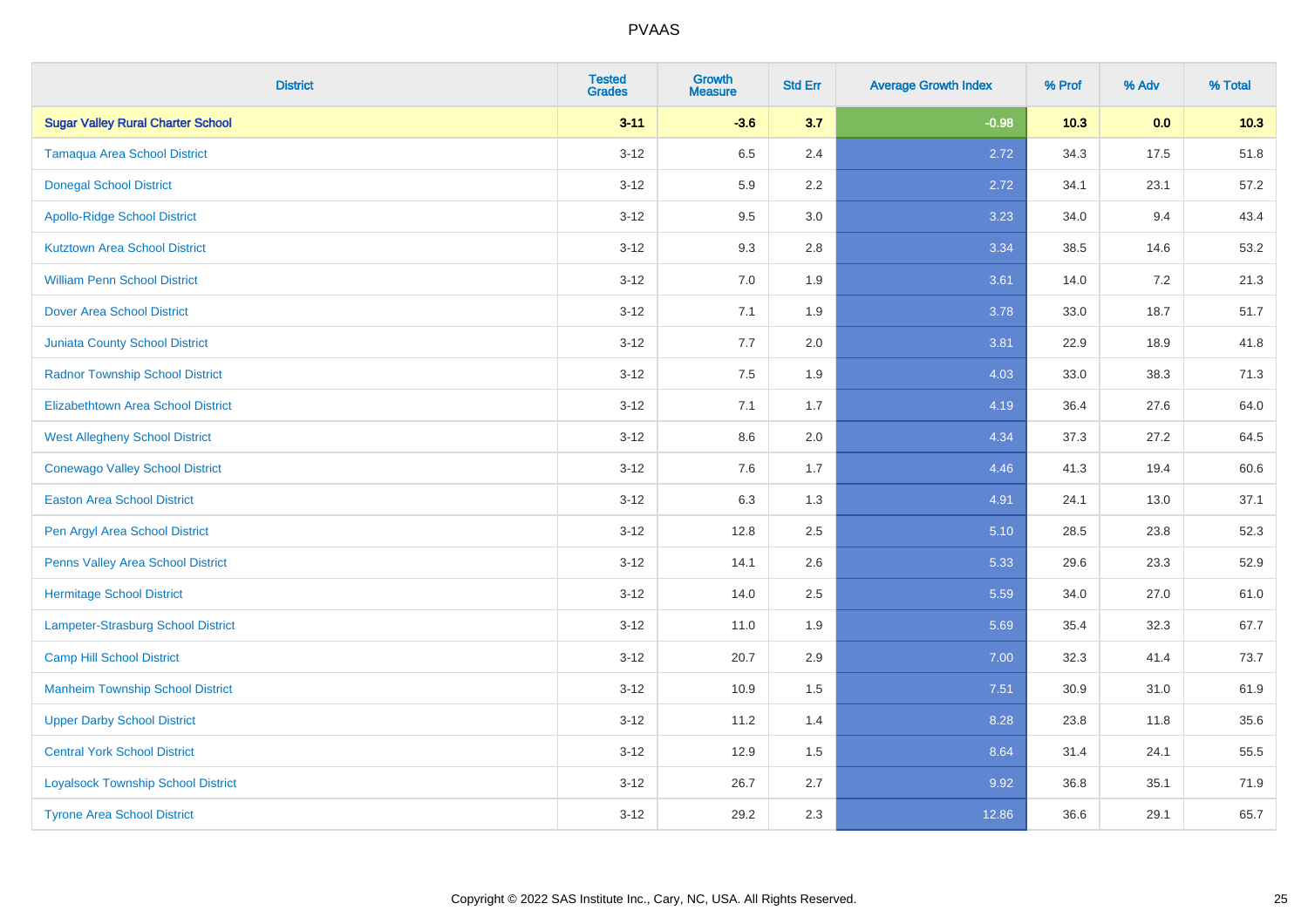| District | Tested Grades | Growth Measure | Std Err | Average Growth Index | % Prof | % Adv | % Total |
|---|---|---|---|---|---|---|---|
| **Sugar Valley Rural Charter School** | **3-11** | **-3.6** | **3.7** | **-0.98** | **10.3** | **0.0** | **10.3** |
| Tamaqua Area School District | 3-12 | 6.5 | 2.4 | 2.72 | 34.3 | 17.5 | 51.8 |
| Donegal School District | 3-12 | 5.9 | 2.2 | 2.72 | 34.1 | 23.1 | 57.2 |
| Apollo-Ridge School District | 3-12 | 9.5 | 3.0 | 3.23 | 34.0 | 9.4 | 43.4 |
| Kutztown Area School District | 3-12 | 9.3 | 2.8 | 3.34 | 38.5 | 14.6 | 53.2 |
| William Penn School District | 3-12 | 7.0 | 1.9 | 3.61 | 14.0 | 7.2 | 21.3 |
| Dover Area School District | 3-12 | 7.1 | 1.9 | 3.78 | 33.0 | 18.7 | 51.7 |
| Juniata County School District | 3-12 | 7.7 | 2.0 | 3.81 | 22.9 | 18.9 | 41.8 |
| Radnor Township School District | 3-12 | 7.5 | 1.9 | 4.03 | 33.0 | 38.3 | 71.3 |
| Elizabethtown Area School District | 3-12 | 7.1 | 1.7 | 4.19 | 36.4 | 27.6 | 64.0 |
| West Allegheny School District | 3-12 | 8.6 | 2.0 | 4.34 | 37.3 | 27.2 | 64.5 |
| Conewago Valley School District | 3-12 | 7.6 | 1.7 | 4.46 | 41.3 | 19.4 | 60.6 |
| Easton Area School District | 3-12 | 6.3 | 1.3 | 4.91 | 24.1 | 13.0 | 37.1 |
| Pen Argyl Area School District | 3-12 | 12.8 | 2.5 | 5.10 | 28.5 | 23.8 | 52.3 |
| Penns Valley Area School District | 3-12 | 14.1 | 2.6 | 5.33 | 29.6 | 23.3 | 52.9 |
| Hermitage School District | 3-12 | 14.0 | 2.5 | 5.59 | 34.0 | 27.0 | 61.0 |
| Lampeter-Strasburg School District | 3-12 | 11.0 | 1.9 | 5.69 | 35.4 | 32.3 | 67.7 |
| Camp Hill School District | 3-12 | 20.7 | 2.9 | 7.00 | 32.3 | 41.4 | 73.7 |
| Manheim Township School District | 3-12 | 10.9 | 1.5 | 7.51 | 30.9 | 31.0 | 61.9 |
| Upper Darby School District | 3-12 | 11.2 | 1.4 | 8.28 | 23.8 | 11.8 | 35.6 |
| Central York School District | 3-12 | 12.9 | 1.5 | 8.64 | 31.4 | 24.1 | 55.5 |
| Loyalsock Township School District | 3-12 | 26.7 | 2.7 | 9.92 | 36.8 | 35.1 | 71.9 |
| Tyrone Area School District | 3-12 | 29.2 | 2.3 | 12.86 | 36.6 | 29.1 | 65.7 |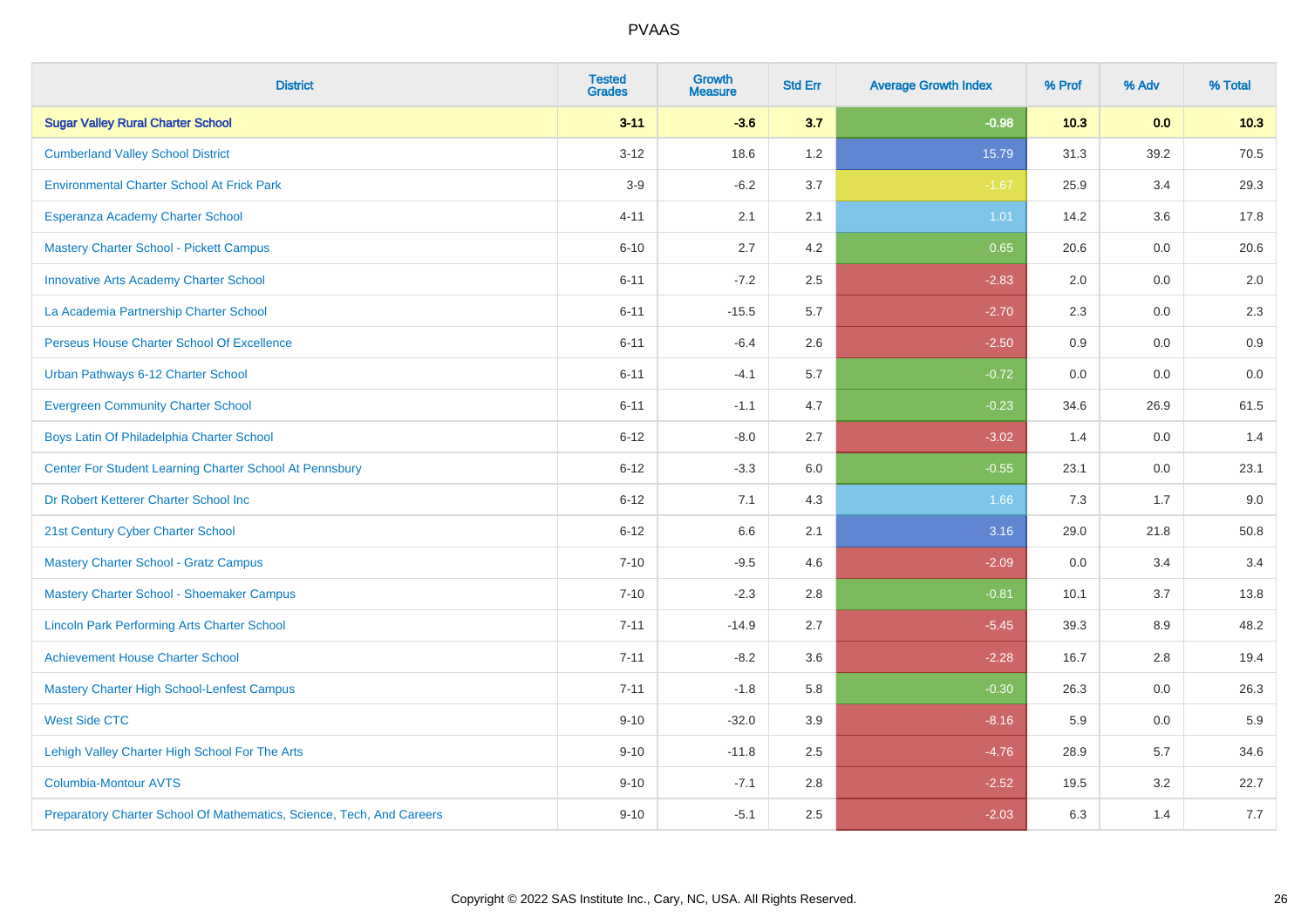| District | Tested Grades | Growth Measure | Std Err | Average Growth Index | % Prof | % Adv | % Total |
|---|---|---|---|---|---|---|---|
| **Sugar Valley Rural Charter School** | **3-11** | **-3.6** | **3.7** | **-0.98** | **10.3** | **0.0** | **10.3** |
| Cumberland Valley School District | 3-12 | 18.6 | 1.2 | 15.79 | 31.3 | 39.2 | 70.5 |
| Environmental Charter School At Frick Park | 3-9 | -6.2 | 3.7 | -1.67 | 25.9 | 3.4 | 29.3 |
| Esperanza Academy Charter School | 4-11 | 2.1 | 2.1 | 1.01 | 14.2 | 3.6 | 17.8 |
| Mastery Charter School - Pickett Campus | 6-10 | 2.7 | 4.2 | 0.65 | 20.6 | 0.0 | 20.6 |
| Innovative Arts Academy Charter School | 6-11 | -7.2 | 2.5 | -2.83 | 2.0 | 0.0 | 2.0 |
| La Academia Partnership Charter School | 6-11 | -15.5 | 5.7 | -2.70 | 2.3 | 0.0 | 2.3 |
| Perseus House Charter School Of Excellence | 6-11 | -6.4 | 2.6 | -2.50 | 0.9 | 0.0 | 0.9 |
| Urban Pathways 6-12 Charter School | 6-11 | -4.1 | 5.7 | -0.72 | 0.0 | 0.0 | 0.0 |
| Evergreen Community Charter School | 6-11 | -1.1 | 4.7 | -0.23 | 34.6 | 26.9 | 61.5 |
| Boys Latin Of Philadelphia Charter School | 6-12 | -8.0 | 2.7 | -3.02 | 1.4 | 0.0 | 1.4 |
| Center For Student Learning Charter School At Pennsbury | 6-12 | -3.3 | 6.0 | -0.55 | 23.1 | 0.0 | 23.1 |
| Dr Robert Ketterer Charter School Inc | 6-12 | 7.1 | 4.3 | 1.66 | 7.3 | 1.7 | 9.0 |
| 21st Century Cyber Charter School | 6-12 | 6.6 | 2.1 | 3.16 | 29.0 | 21.8 | 50.8 |
| Mastery Charter School - Gratz Campus | 7-10 | -9.5 | 4.6 | -2.09 | 0.0 | 3.4 | 3.4 |
| Mastery Charter School - Shoemaker Campus | 7-10 | -2.3 | 2.8 | -0.81 | 10.1 | 3.7 | 13.8 |
| Lincoln Park Performing Arts Charter School | 7-11 | -14.9 | 2.7 | -5.45 | 39.3 | 8.9 | 48.2 |
| Achievement House Charter School | 7-11 | -8.2 | 3.6 | -2.28 | 16.7 | 2.8 | 19.4 |
| Mastery Charter High School-Lenfest Campus | 7-11 | -1.8 | 5.8 | -0.30 | 26.3 | 0.0 | 26.3 |
| West Side CTC | 9-10 | -32.0 | 3.9 | -8.16 | 5.9 | 0.0 | 5.9 |
| Lehigh Valley Charter High School For The Arts | 9-10 | -11.8 | 2.5 | -4.76 | 28.9 | 5.7 | 34.6 |
| Columbia-Montour AVTS | 9-10 | -7.1 | 2.8 | -2.52 | 19.5 | 3.2 | 22.7 |
| Preparatory Charter School Of Mathematics, Science, Tech, And Careers | 9-10 | -5.1 | 2.5 | -2.03 | 6.3 | 1.4 | 7.7 |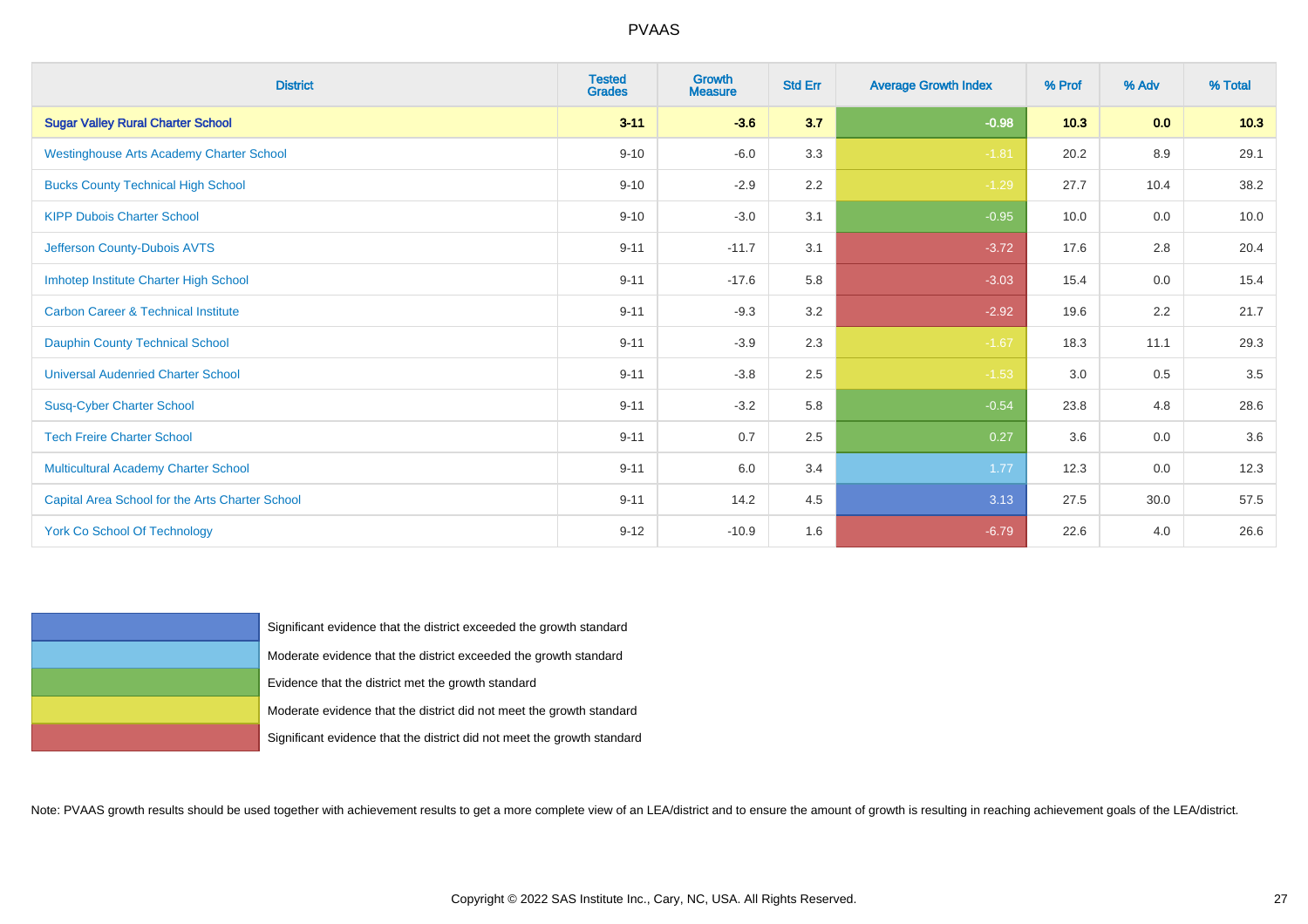PVAAS

| District | Tested Grades | Growth Measure | Std Err | Average Growth Index | % Prof | % Adv | % Total |
|---|---|---|---|---|---|---|---|
| **Sugar Valley Rural Charter School** | **3-11** | **-3.6** | **3.7** | **-0.98** | **10.3** | **0.0** | **10.3** |
| Westinghouse Arts Academy Charter School | 9-10 | -6.0 | 3.3 | -1.81 | 20.2 | 8.9 | 29.1 |
| Bucks County Technical High School | 9-10 | -2.9 | 2.2 | -1.29 | 27.7 | 10.4 | 38.2 |
| KIPP Dubois Charter School | 9-10 | -3.0 | 3.1 | -0.95 | 10.0 | 0.0 | 10.0 |
| Jefferson County-Dubois AVTS | 9-11 | -11.7 | 3.1 | -3.72 | 17.6 | 2.8 | 20.4 |
| Imhotep Institute Charter High School | 9-11 | -17.6 | 5.8 | -3.03 | 15.4 | 0.0 | 15.4 |
| Carbon Career & Technical Institute | 9-11 | -9.3 | 3.2 | -2.92 | 19.6 | 2.2 | 21.7 |
| Dauphin County Technical School | 9-11 | -3.9 | 2.3 | -1.67 | 18.3 | 11.1 | 29.3 |
| Universal Audenried Charter School | 9-11 | -3.8 | 2.5 | -1.53 | 3.0 | 0.5 | 3.5 |
| Susq-Cyber Charter School | 9-11 | -3.2 | 5.8 | -0.54 | 23.8 | 4.8 | 28.6 |
| Tech Freire Charter School | 9-11 | 0.7 | 2.5 | 0.27 | 3.6 | 0.0 | 3.6 |
| Multicultural Academy Charter School | 9-11 | 6.0 | 3.4 | 1.77 | 12.3 | 0.0 | 12.3 |
| Capital Area School for the Arts Charter School | 9-11 | 14.2 | 4.5 | 3.13 | 27.5 | 30.0 | 57.5 |
| York Co School Of Technology | 9-12 | -10.9 | 1.6 | -6.79 | 22.6 | 4.0 | 26.6 |

Significant evidence that the district exceeded the growth standard

Moderate evidence that the district exceeded the growth standard

Evidence that the district met the growth standard

Moderate evidence that the district did not meet the growth standard

Significant evidence that the district did not meet the growth standard

Note: PVAAS growth results should be used together with achievement results to get a more complete view of an LEA/district and to ensure the amount of growth is resulting in reaching achievement goals of the LEA/district.

Copyright © 2022 SAS Institute Inc., Cary, NC, USA. All Rights Reserved.